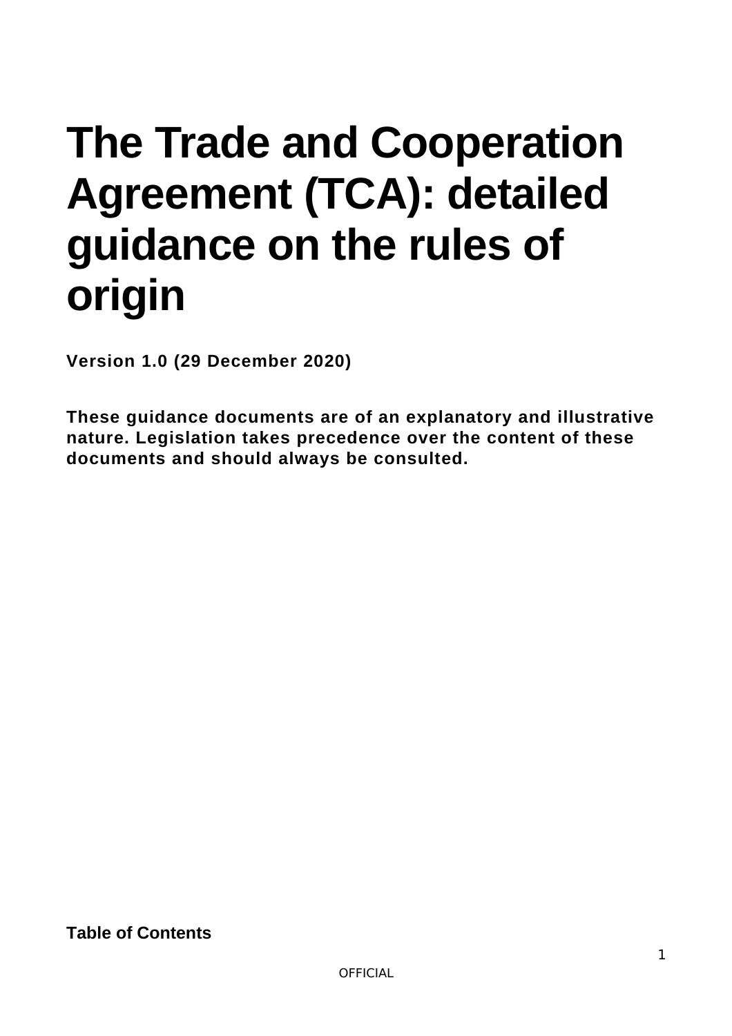# The Trade and Cooperation Agreement (TCA): detailed guidance on the rules of origin

**Version 1.0 (29 December 2020)**

**These guidance documents are of an explanatory and illustrative nature. Legislation takes precedence over the content of these documents and should always be consulted.**

**Table of Contents**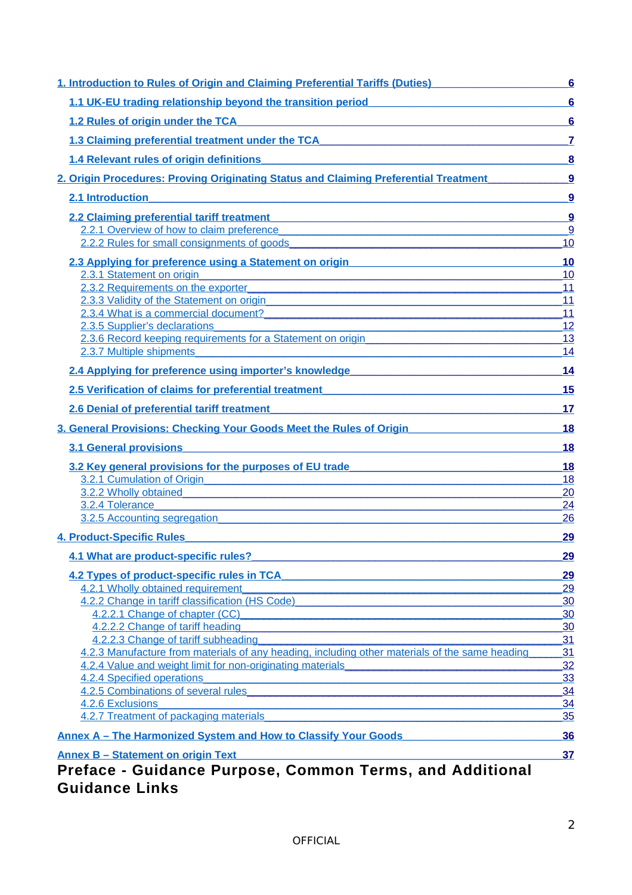[1. Introduction to Rules of Origin and Claiming Preferential Tariffs (Duties) 6](#)

[1.1 UK-EU trading relationship beyond the transition period 6](#)

[1.2 Rules of origin under the TCA 6](#)

[1.3 Claiming preferential treatment under the TCA 7](#)

[1.4 Relevant rules of origin definitions 8](#)

[2. Origin Procedures: Proving Originating Status and Claiming Preferential Treatment 9](#)

[2.1 Introduction 9](#)

[2.2 Claiming preferential tariff treatment 9](#)
- 2.2.1 Overview of how to claim preference 9
- 2.2.2 Rules for small consignments of goods 10

[2.3 Applying for preference using a Statement on origin 10](#)
- 2.3.1 Statement on origin 10
- 2.3.2 Requirements on the exporter 11
- 2.3.3 Validity of the Statement on origin 11
- 2.3.4 What is a commercial document? 11
- 2.3.5 Supplier's declarations 12
- 2.3.6 Record keeping requirements for a Statement on origin 13
- 2.3.7 Multiple shipments 14

[2.4 Applying for preference using importer's knowledge 14](#)

[2.5 Verification of claims for preferential treatment 15](#)

[2.6 Denial of preferential tariff treatment 17](#)

[3. General Provisions: Checking Your Goods Meet the Rules of Origin 18](#)

[3.1 General provisions 18](#)

[3.2 Key general provisions for the purposes of EU trade 18](#)
- 3.2.1 Cumulation of Origin 18
- 3.2.2 Wholly obtained 20
- 3.2.4 Tolerance 24
- 3.2.5 Accounting segregation 26

[4. Product-Specific Rules 29](#)

[4.1 What are product-specific rules? 29](#)

[4.2 Types of product-specific rules in TCA 29](#)
- 4.2.1 Wholly obtained requirement 29
- 4.2.2 Change in tariff classification (HS Code) 30
  - 4.2.2.1 Change of chapter (CC) 30
  - 4.2.2.2 Change of tariff heading 30
  - 4.2.2.3 Change of tariff subheading 31
- 4.2.3 Manufacture from materials of any heading, including other materials of the same heading 31
- 4.2.4 Value and weight limit for non-originating materials 32
- 4.2.4 Specified operations 33
- 4.2.5 Combinations of several rules 34
- 4.2.6 Exclusions 34
- 4.2.7 Treatment of packaging materials 35

[Annex A – The Harmonized System and How to Classify Your Goods 36](#)

[Annex B – Statement on origin Text 37](#)

# Preface - Guidance Purpose, Common Terms, and Additional Guidance Links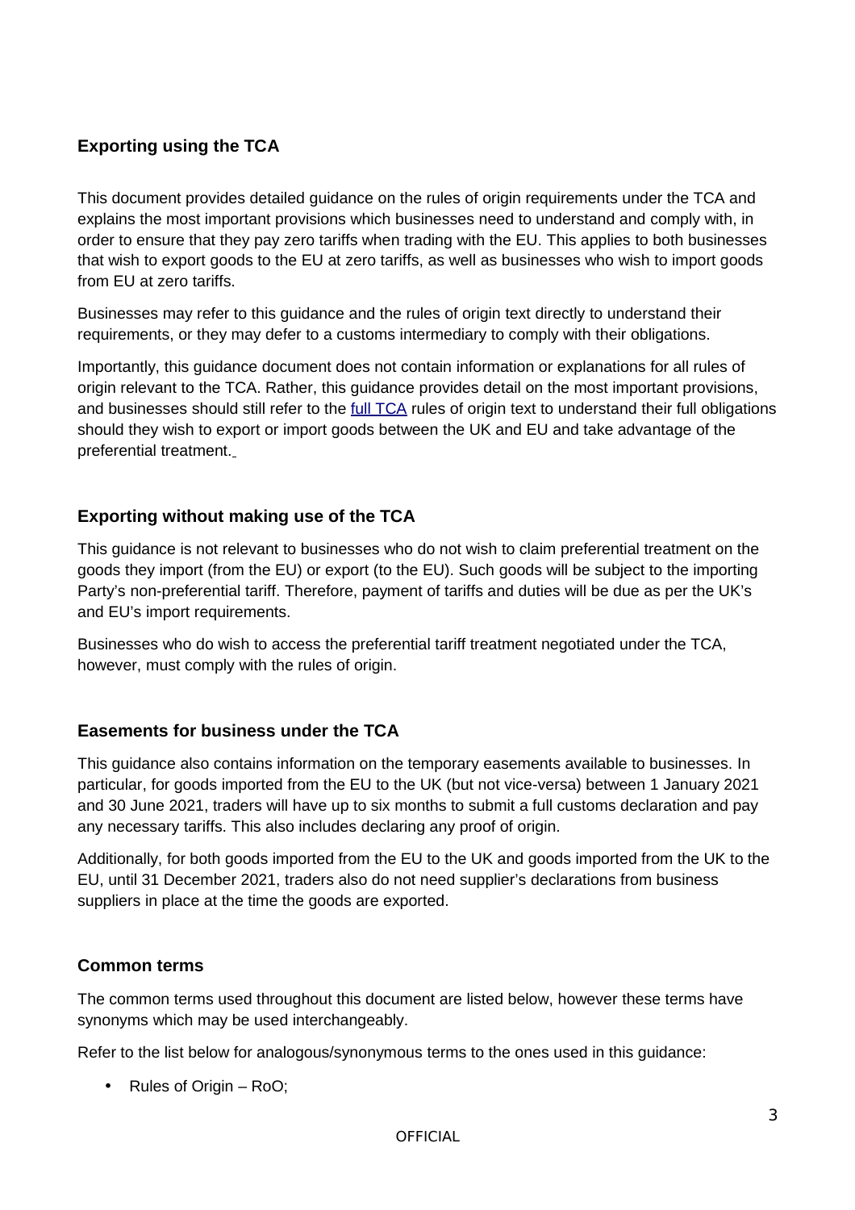## Exporting using the TCA

This document provides detailed guidance on the rules of origin requirements under the TCA and explains the most important provisions which businesses need to understand and comply with, in order to ensure that they pay zero tariffs when trading with the EU. This applies to both businesses that wish to export goods to the EU at zero tariffs, as well as businesses who wish to import goods from EU at zero tariffs.

Businesses may refer to this guidance and the rules of origin text directly to understand their requirements, or they may defer to a customs intermediary to comply with their obligations.

Importantly, this guidance document does not contain information or explanations for all rules of origin relevant to the TCA. Rather, this guidance provides detail on the most important provisions, and businesses should still refer to the full TCA rules of origin text to understand their full obligations should they wish to export or import goods between the UK and EU and take advantage of the preferential treatment.

## Exporting without making use of the TCA

This guidance is not relevant to businesses who do not wish to claim preferential treatment on the goods they import (from the EU) or export (to the EU). Such goods will be subject to the importing Party's non-preferential tariff. Therefore, payment of tariffs and duties will be due as per the UK's and EU's import requirements.

Businesses who do wish to access the preferential tariff treatment negotiated under the TCA, however, must comply with the rules of origin.

## Easements for business under the TCA

This guidance also contains information on the temporary easements available to businesses. In particular, for goods imported from the EU to the UK (but not vice-versa) between 1 January 2021 and 30 June 2021, traders will have up to six months to submit a full customs declaration and pay any necessary tariffs. This also includes declaring any proof of origin.

Additionally, for both goods imported from the EU to the UK and goods imported from the UK to the EU, until 31 December 2021, traders also do not need supplier's declarations from business suppliers in place at the time the goods are exported.

## Common terms

The common terms used throughout this document are listed below, however these terms have synonyms which may be used interchangeably.

Refer to the list below for analogous/synonymous terms to the ones used in this guidance:

- Rules of Origin – RoO;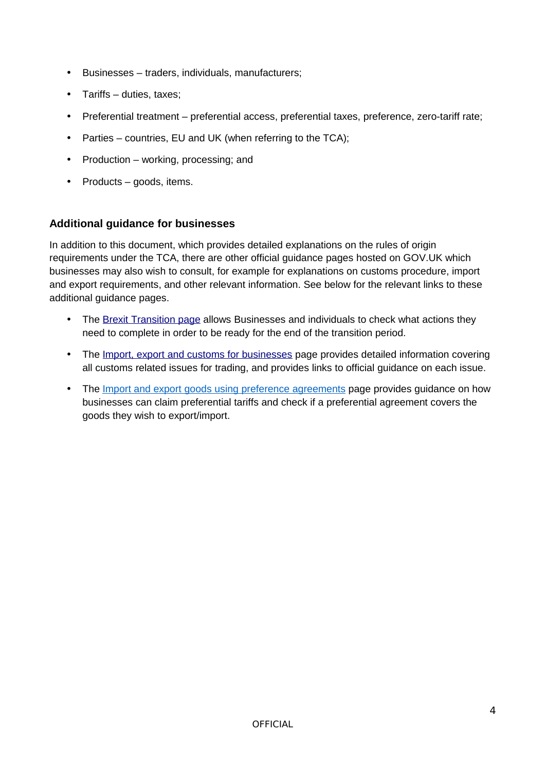- Businesses – traders, individuals, manufacturers;
- Tariffs – duties, taxes;
- Preferential treatment – preferential access, preferential taxes, preference, zero-tariff rate;
- Parties – countries, EU and UK (when referring to the TCA);
- Production – working, processing; and
- Products – goods, items.

### Additional guidance for businesses

In addition to this document, which provides detailed explanations on the rules of origin requirements under the TCA, there are other official guidance pages hosted on GOV.UK which businesses may also wish to consult, for example for explanations on customs procedure, import and export requirements, and other relevant information. See below for the relevant links to these additional guidance pages.

- The Brexit Transition page allows Businesses and individuals to check what actions they need to complete in order to be ready for the end of the transition period.
- The Import, export and customs for businesses page provides detailed information covering all customs related issues for trading, and provides links to official guidance on each issue.
- The Import and export goods using preference agreements page provides guidance on how businesses can claim preferential tariffs and check if a preferential agreement covers the goods they wish to export/import.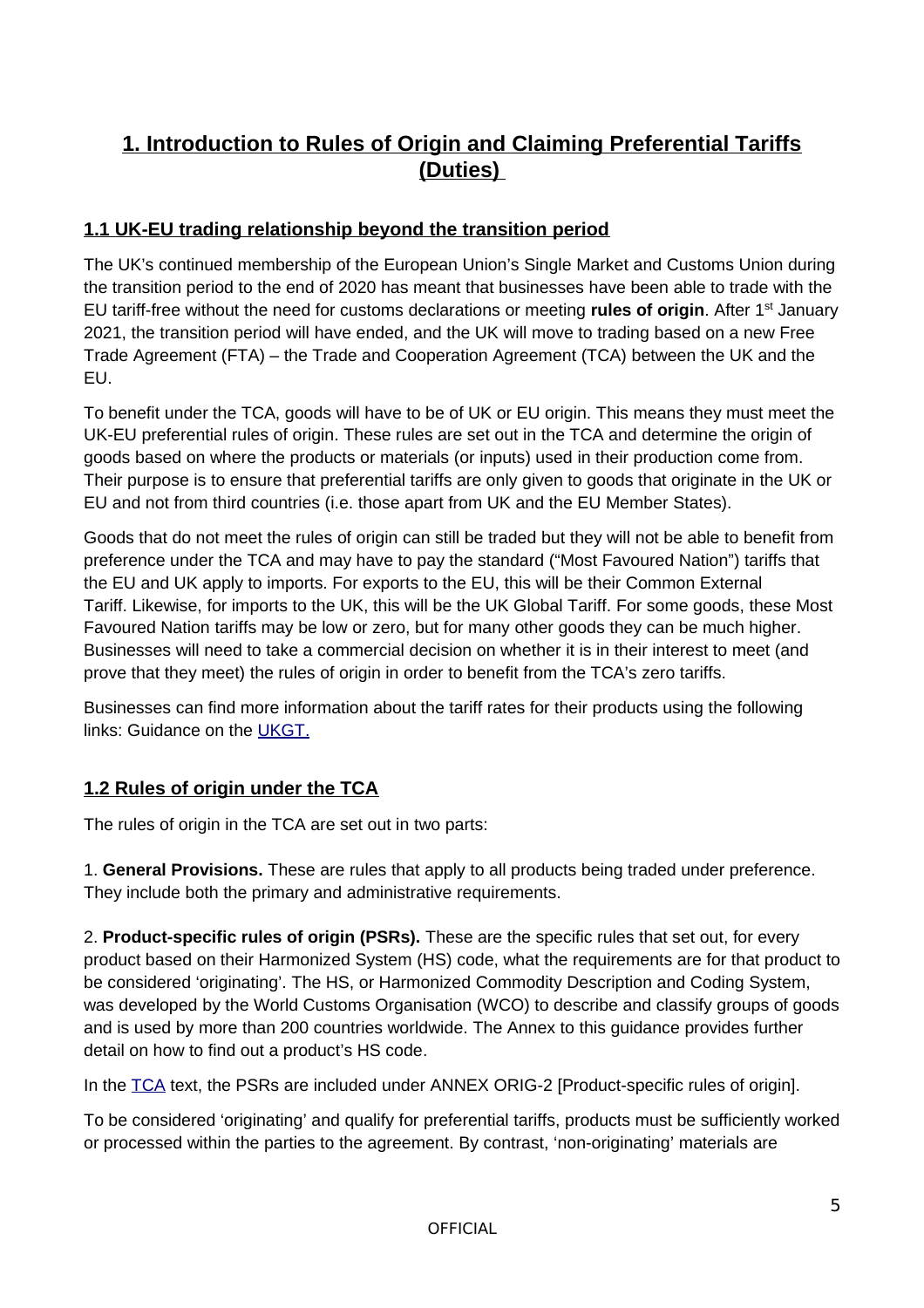## 1. Introduction to Rules of Origin and Claiming Preferential Tariffs (Duties)

### 1.1 UK-EU trading relationship beyond the transition period

The UK's continued membership of the European Union's Single Market and Customs Union during the transition period to the end of 2020 has meant that businesses have been able to trade with the EU tariff-free without the need for customs declarations or meeting **rules of origin**. After 1st January 2021, the transition period will have ended, and the UK will move to trading based on a new Free Trade Agreement (FTA) – the Trade and Cooperation Agreement (TCA) between the UK and the EU.

To benefit under the TCA, goods will have to be of UK or EU origin. This means they must meet the UK-EU preferential rules of origin. These rules are set out in the TCA and determine the origin of goods based on where the products or materials (or inputs) used in their production come from. Their purpose is to ensure that preferential tariffs are only given to goods that originate in the UK or EU and not from third countries (i.e. those apart from UK and the EU Member States).

Goods that do not meet the rules of origin can still be traded but they will not be able to benefit from preference under the TCA and may have to pay the standard ("Most Favoured Nation") tariffs that the EU and UK apply to imports. For exports to the EU, this will be their Common External Tariff. Likewise, for imports to the UK, this will be the UK Global Tariff. For some goods, these Most Favoured Nation tariffs may be low or zero, but for many other goods they can be much higher. Businesses will need to take a commercial decision on whether it is in their interest to meet (and prove that they meet) the rules of origin in order to benefit from the TCA's zero tariffs.

Businesses can find more information about the tariff rates for their products using the following links: Guidance on the UKGT.

### 1.2 Rules of origin under the TCA

The rules of origin in the TCA are set out in two parts:

1. **General Provisions.** These are rules that apply to all products being traded under preference. They include both the primary and administrative requirements.

2. **Product-specific rules of origin (PSRs).** These are the specific rules that set out, for every product based on their Harmonized System (HS) code, what the requirements are for that product to be considered 'originating'. The HS, or Harmonized Commodity Description and Coding System, was developed by the World Customs Organisation (WCO) to describe and classify groups of goods and is used by more than 200 countries worldwide. The Annex to this guidance provides further detail on how to find out a product's HS code.

In the TCA text, the PSRs are included under ANNEX ORIG-2 [Product-specific rules of origin].

To be considered 'originating' and qualify for preferential tariffs, products must be sufficiently worked or processed within the parties to the agreement. By contrast, 'non-originating' materials are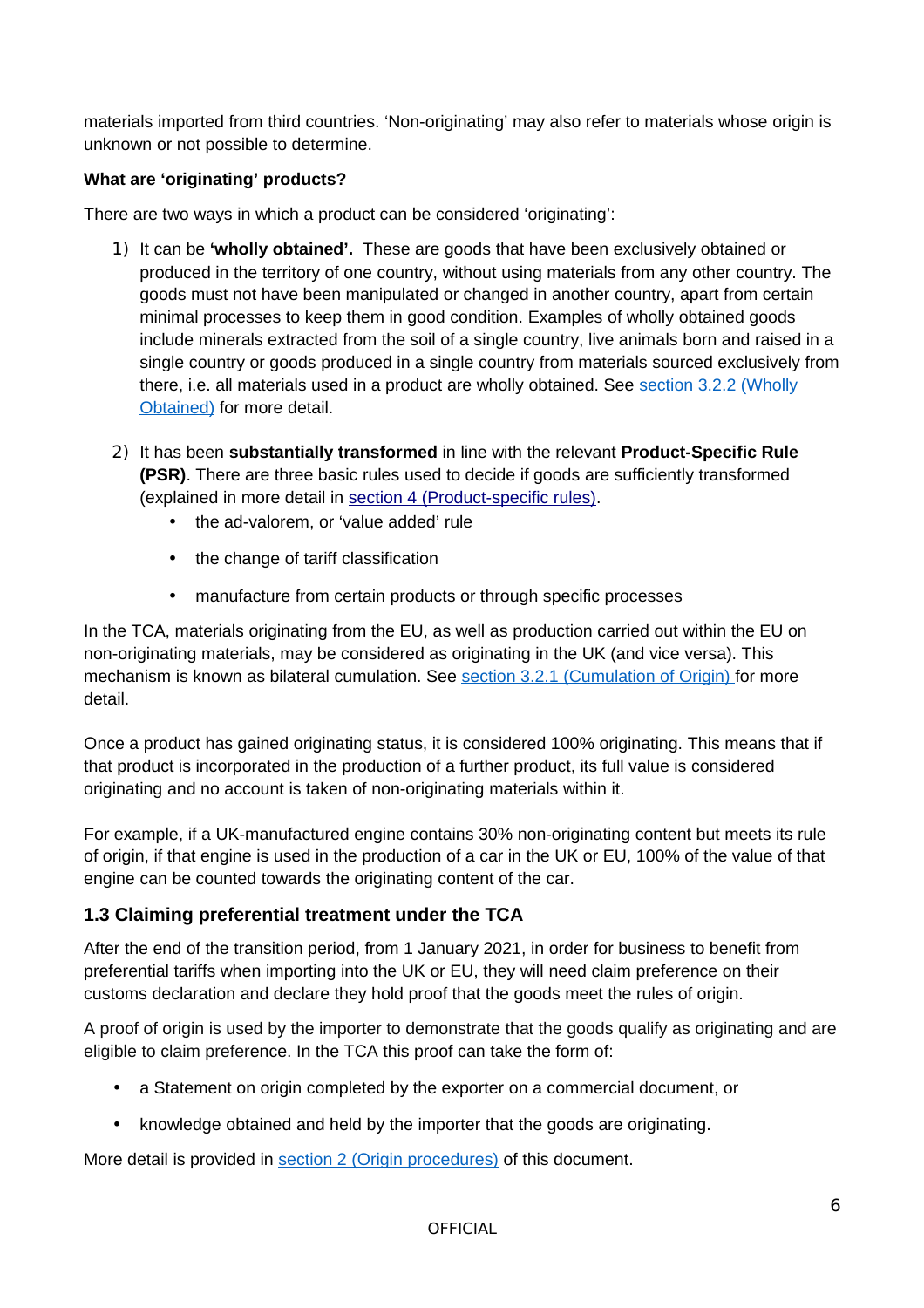materials imported from third countries. 'Non-originating' may also refer to materials whose origin is unknown or not possible to determine.

**What are 'originating' products?**

There are two ways in which a product can be considered 'originating':

1) It can be **'wholly obtained'.** These are goods that have been exclusively obtained or produced in the territory of one country, without using materials from any other country. The goods must not have been manipulated or changed in another country, apart from certain minimal processes to keep them in good condition. Examples of wholly obtained goods include minerals extracted from the soil of a single country, live animals born and raised in a single country or goods produced in a single country from materials sourced exclusively from there, i.e. all materials used in a product are wholly obtained. See section 3.2.2 (Wholly Obtained) for more detail.

2) It has been **substantially transformed** in line with the relevant **Product-Specific Rule (PSR)**. There are three basic rules used to decide if goods are sufficiently transformed (explained in more detail in section 4 (Product-specific rules).
   - the ad-valorem, or 'value added' rule
   - the change of tariff classification
   - manufacture from certain products or through specific processes

In the TCA, materials originating from the EU, as well as production carried out within the EU on non-originating materials, may be considered as originating in the UK (and vice versa). This mechanism is known as bilateral cumulation. See section 3.2.1 (Cumulation of Origin) for more detail.

Once a product has gained originating status, it is considered 100% originating. This means that if that product is incorporated in the production of a further product, its full value is considered originating and no account is taken of non-originating materials within it.

For example, if a UK-manufactured engine contains 30% non-originating content but meets its rule of origin, if that engine is used in the production of a car in the UK or EU, 100% of the value of that engine can be counted towards the originating content of the car.

## 1.3 Claiming preferential treatment under the TCA

After the end of the transition period, from 1 January 2021, in order for business to benefit from preferential tariffs when importing into the UK or EU, they will need claim preference on their customs declaration and declare they hold proof that the goods meet the rules of origin.

A proof of origin is used by the importer to demonstrate that the goods qualify as originating and are eligible to claim preference. In the TCA this proof can take the form of:

- a Statement on origin completed by the exporter on a commercial document, or
- knowledge obtained and held by the importer that the goods are originating.

More detail is provided in section 2 (Origin procedures) of this document.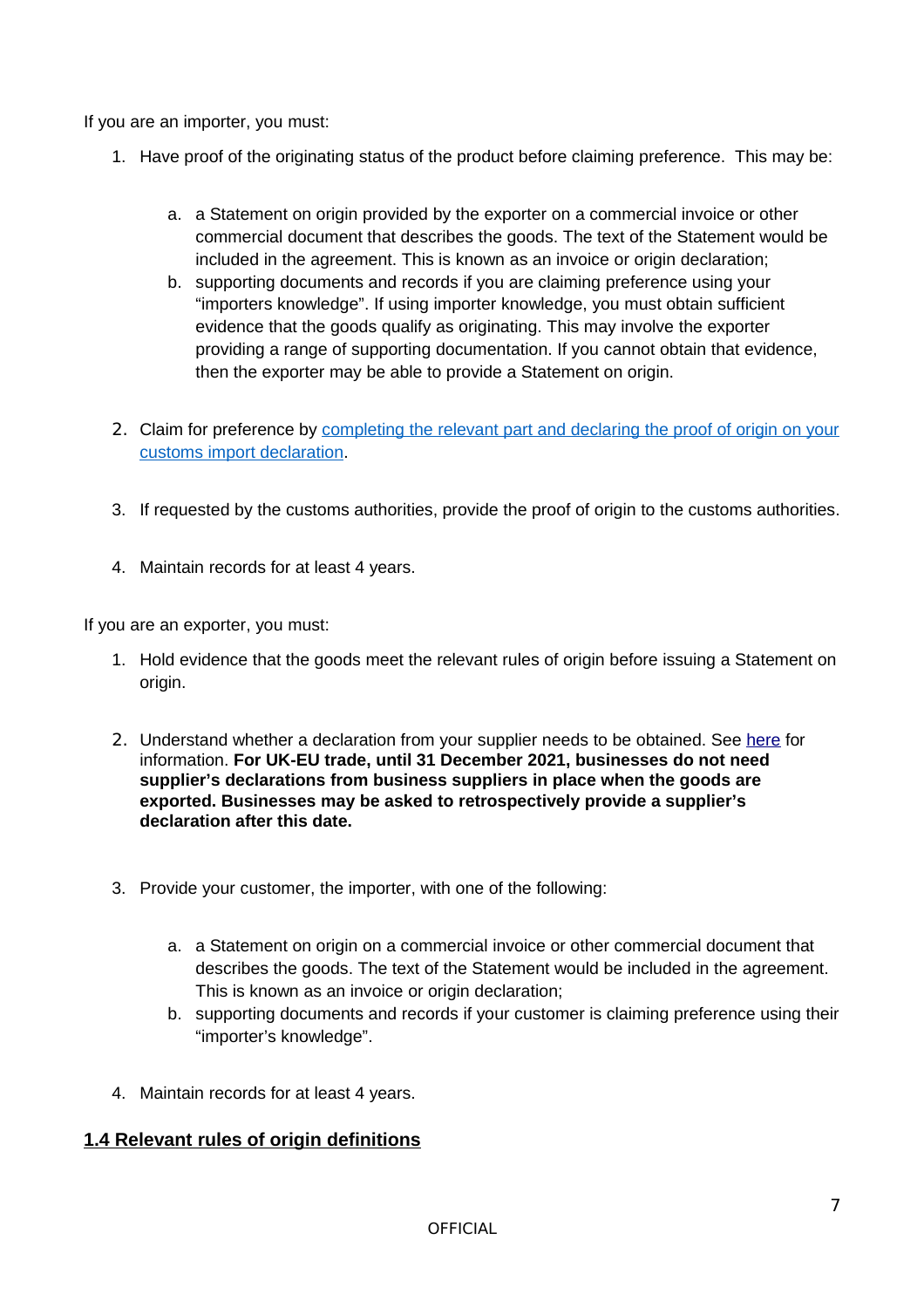If you are an importer, you must:

1. Have proof of the originating status of the product before claiming preference. This may be:

    a. a Statement on origin provided by the exporter on a commercial invoice or other commercial document that describes the goods. The text of the Statement would be included in the agreement. This is known as an invoice or origin declaration;
    b. supporting documents and records if you are claiming preference using your "importers knowledge". If using importer knowledge, you must obtain sufficient evidence that the goods qualify as originating. This may involve the exporter providing a range of supporting documentation. If you cannot obtain that evidence, then the exporter may be able to provide a Statement on origin.

2. Claim for preference by [completing the relevant part and declaring the proof of origin on your customs import declaration](#).

3. If requested by the customs authorities, provide the proof of origin to the customs authorities.

4. Maintain records for at least 4 years.

If you are an exporter, you must:

1. Hold evidence that the goods meet the relevant rules of origin before issuing a Statement on origin.

2. Understand whether a declaration from your supplier needs to be obtained. See [here](#) for information. **For UK-EU trade, until 31 December 2021, businesses do not need supplier's declarations from business suppliers in place when the goods are exported. Businesses may be asked to retrospectively provide a supplier's declaration after this date.**

3. Provide your customer, the importer, with one of the following:

    a. a Statement on origin on a commercial invoice or other commercial document that describes the goods. The text of the Statement would be included in the agreement. This is known as an invoice or origin declaration;
    b. supporting documents and records if your customer is claiming preference using their "importer's knowledge".

4. Maintain records for at least 4 years.

## 1.4 Relevant rules of origin definitions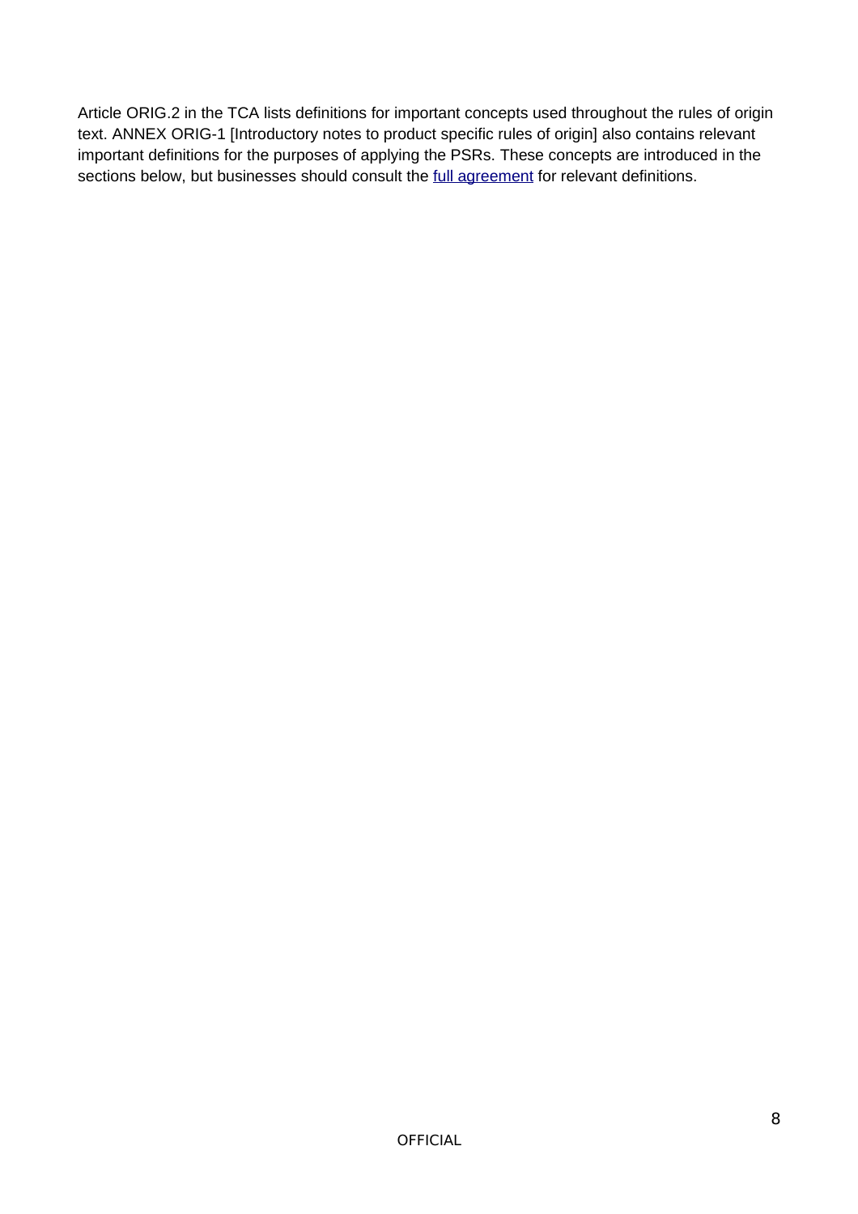Article ORIG.2 in the TCA lists definitions for important concepts used throughout the rules of origin text. ANNEX ORIG-1 [Introductory notes to product specific rules of origin] also contains relevant important definitions for the purposes of applying the PSRs. These concepts are introduced in the sections below, but businesses should consult the full agreement for relevant definitions.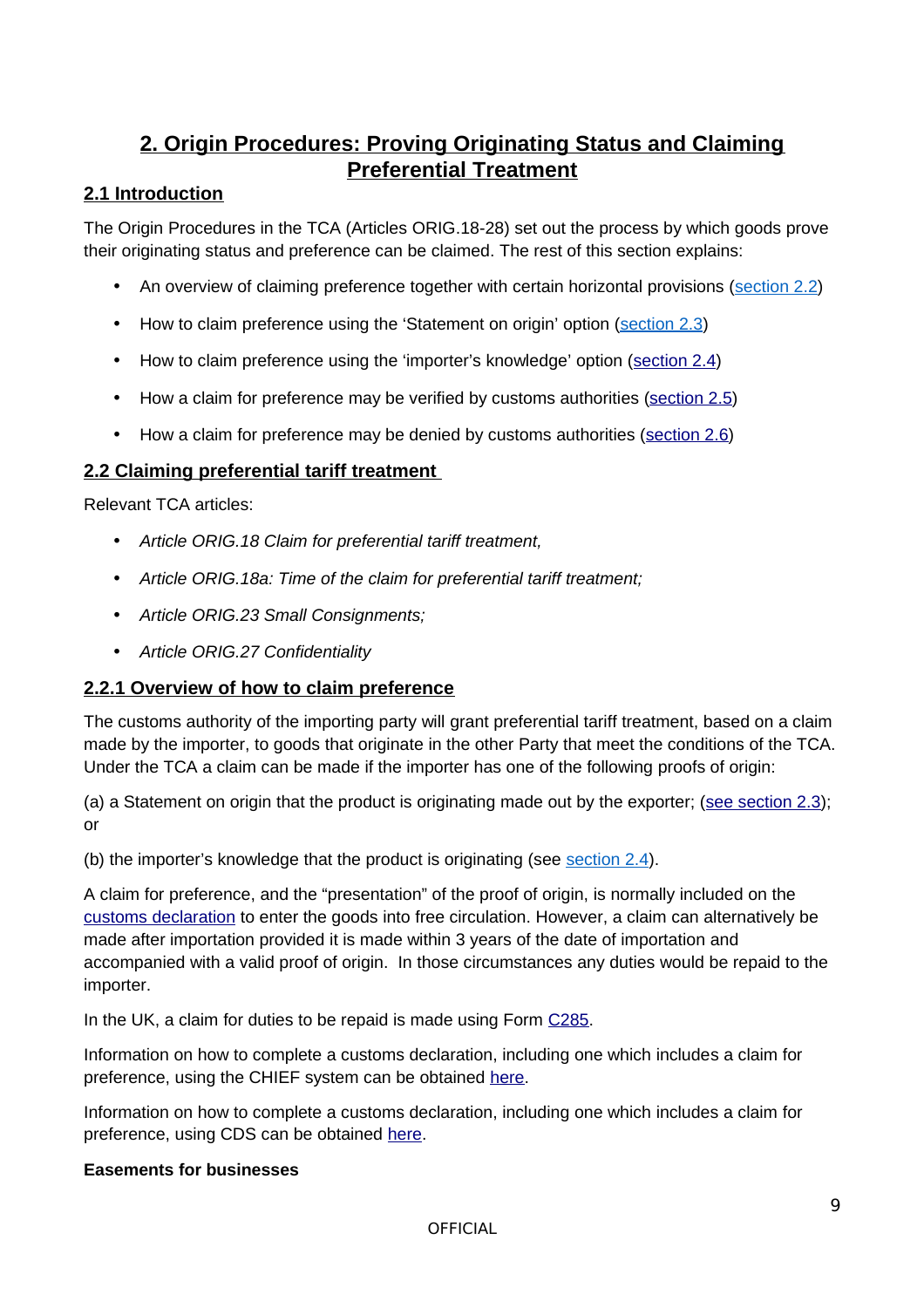# 2. Origin Procedures: Proving Originating Status and Claiming Preferential Treatment

## 2.1 Introduction

The Origin Procedures in the TCA (Articles ORIG.18-28) set out the process by which goods prove their originating status and preference can be claimed. The rest of this section explains:

- An overview of claiming preference together with certain horizontal provisions (section 2.2)
- How to claim preference using the 'Statement on origin' option (section 2.3)
- How to claim preference using the 'importer's knowledge' option (section 2.4)
- How a claim for preference may be verified by customs authorities (section 2.5)
- How a claim for preference may be denied by customs authorities (section 2.6)

## 2.2 Claiming preferential tariff treatment

Relevant TCA articles:

- *Article ORIG.18 Claim for preferential tariff treatment,*
- *Article ORIG.18a: Time of the claim for preferential tariff treatment;*
- *Article ORIG.23 Small Consignments;*
- *Article ORIG.27 Confidentiality*

### 2.2.1 Overview of how to claim preference

The customs authority of the importing party will grant preferential tariff treatment, based on a claim made by the importer, to goods that originate in the other Party that meet the conditions of the TCA. Under the TCA a claim can be made if the importer has one of the following proofs of origin:

(a) a Statement on origin that the product is originating made out by the exporter; (see section 2.3); or

(b) the importer's knowledge that the product is originating (see section 2.4).

A claim for preference, and the "presentation" of the proof of origin, is normally included on the customs declaration to enter the goods into free circulation. However, a claim can alternatively be made after importation provided it is made within 3 years of the date of importation and accompanied with a valid proof of origin. In those circumstances any duties would be repaid to the importer.

In the UK, a claim for duties to be repaid is made using Form C285.

Information on how to complete a customs declaration, including one which includes a claim for preference, using the CHIEF system can be obtained here.

Information on how to complete a customs declaration, including one which includes a claim for preference, using CDS can be obtained here.

**Easements for businesses**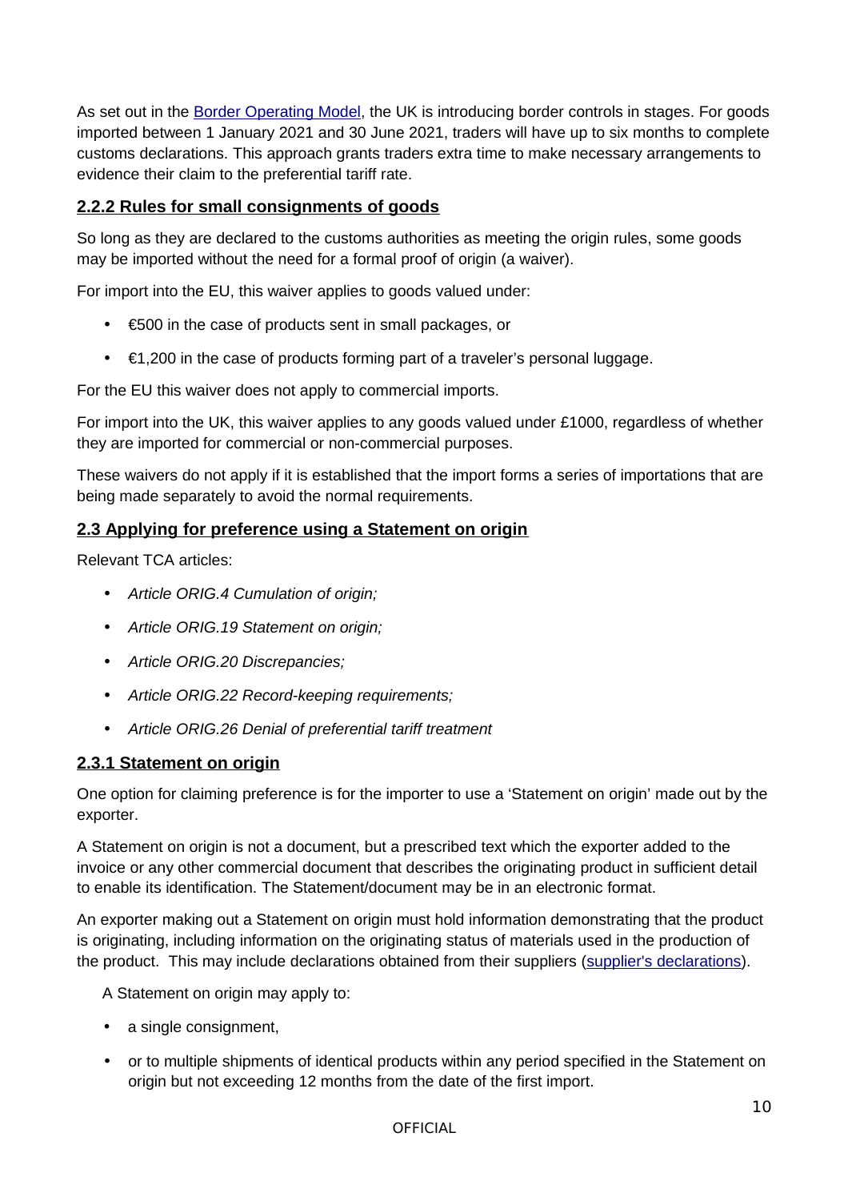As set out in the [Border Operating Model](), the UK is introducing border controls in stages. For goods imported between 1 January 2021 and 30 June 2021, traders will have up to six months to complete customs declarations. This approach grants traders extra time to make necessary arrangements to evidence their claim to the preferential tariff rate.

### 2.2.2 Rules for small consignments of goods

So long as they are declared to the customs authorities as meeting the origin rules, some goods may be imported without the need for a formal proof of origin (a waiver).

For import into the EU, this waiver applies to goods valued under:

- €500 in the case of products sent in small packages, or
- €1,200 in the case of products forming part of a traveler's personal luggage.

For the EU this waiver does not apply to commercial imports.

For import into the UK, this waiver applies to any goods valued under £1000, regardless of whether they are imported for commercial or non-commercial purposes.

These waivers do not apply if it is established that the import forms a series of importations that are being made separately to avoid the normal requirements.

## 2.3 Applying for preference using a Statement on origin

Relevant TCA articles:

- *Article ORIG.4 Cumulation of origin;*
- *Article ORIG.19 Statement on origin;*
- *Article ORIG.20 Discrepancies;*
- *Article ORIG.22 Record-keeping requirements;*
- *Article ORIG.26 Denial of preferential tariff treatment*

### 2.3.1 Statement on origin

One option for claiming preference is for the importer to use a 'Statement on origin' made out by the exporter.

A Statement on origin is not a document, but a prescribed text which the exporter added to the invoice or any other commercial document that describes the originating product in sufficient detail to enable its identification. The Statement/document may be in an electronic format.

An exporter making out a Statement on origin must hold information demonstrating that the product is originating, including information on the originating status of materials used in the production of the product. This may include declarations obtained from their suppliers ([supplier's declarations]()).

A Statement on origin may apply to:

- a single consignment,
- or to multiple shipments of identical products within any period specified in the Statement on origin but not exceeding 12 months from the date of the first import.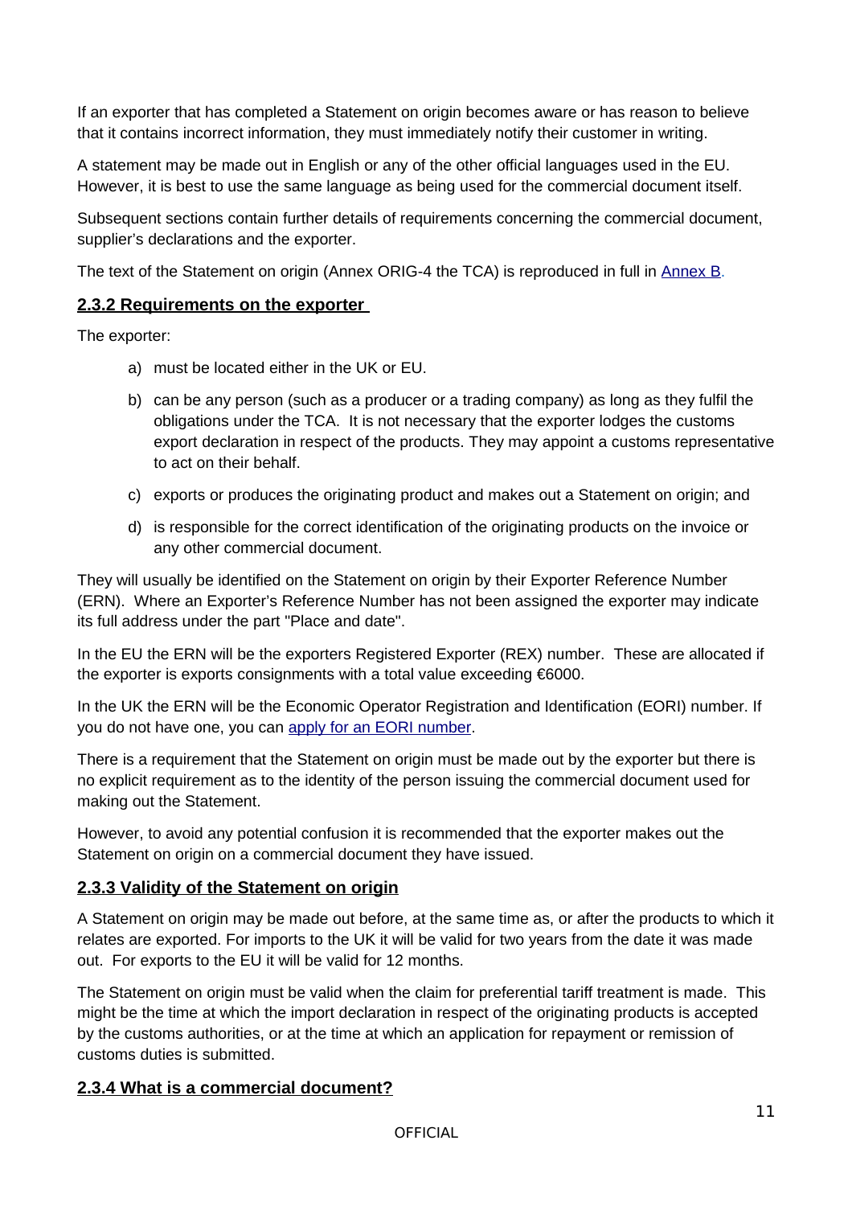If an exporter that has completed a Statement on origin becomes aware or has reason to believe that it contains incorrect information, they must immediately notify their customer in writing.

A statement may be made out in English or any of the other official languages used in the EU. However, it is best to use the same language as being used for the commercial document itself.

Subsequent sections contain further details of requirements concerning the commercial document, supplier's declarations and the exporter.

The text of the Statement on origin (Annex ORIG-4 the TCA) is reproduced in full in Annex B.

### 2.3.2 Requirements on the exporter

The exporter:

a) must be located either in the UK or EU.

b) can be any person (such as a producer or a trading company) as long as they fulfil the obligations under the TCA. It is not necessary that the exporter lodges the customs export declaration in respect of the products. They may appoint a customs representative to act on their behalf.

c) exports or produces the originating product and makes out a Statement on origin; and

d) is responsible for the correct identification of the originating products on the invoice or any other commercial document.

They will usually be identified on the Statement on origin by their Exporter Reference Number (ERN). Where an Exporter's Reference Number has not been assigned the exporter may indicate its full address under the part "Place and date".

In the EU the ERN will be the exporters Registered Exporter (REX) number. These are allocated if the exporter is exports consignments with a total value exceeding €6000.

In the UK the ERN will be the Economic Operator Registration and Identification (EORI) number. If you do not have one, you can apply for an EORI number.

There is a requirement that the Statement on origin must be made out by the exporter but there is no explicit requirement as to the identity of the person issuing the commercial document used for making out the Statement.

However, to avoid any potential confusion it is recommended that the exporter makes out the Statement on origin on a commercial document they have issued.

### 2.3.3 Validity of the Statement on origin

A Statement on origin may be made out before, at the same time as, or after the products to which it relates are exported. For imports to the UK it will be valid for two years from the date it was made out. For exports to the EU it will be valid for 12 months.

The Statement on origin must be valid when the claim for preferential tariff treatment is made. This might be the time at which the import declaration in respect of the originating products is accepted by the customs authorities, or at the time at which an application for repayment or remission of customs duties is submitted.

### 2.3.4 What is a commercial document?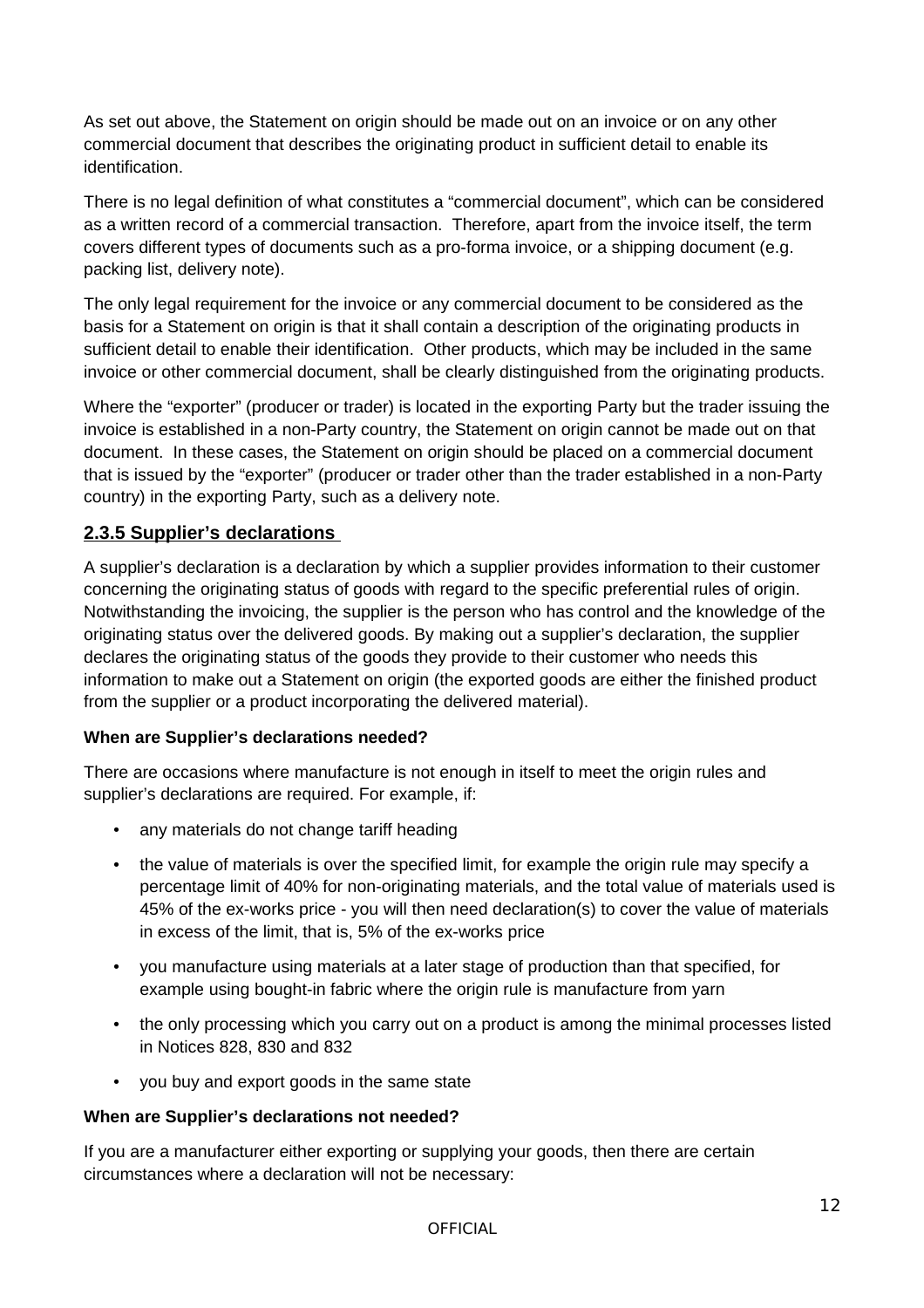As set out above, the Statement on origin should be made out on an invoice or on any other commercial document that describes the originating product in sufficient detail to enable its identification.

There is no legal definition of what constitutes a "commercial document", which can be considered as a written record of a commercial transaction. Therefore, apart from the invoice itself, the term covers different types of documents such as a pro-forma invoice, or a shipping document (e.g. packing list, delivery note).

The only legal requirement for the invoice or any commercial document to be considered as the basis for a Statement on origin is that it shall contain a description of the originating products in sufficient detail to enable their identification. Other products, which may be included in the same invoice or other commercial document, shall be clearly distinguished from the originating products.

Where the "exporter" (producer or trader) is located in the exporting Party but the trader issuing the invoice is established in a non-Party country, the Statement on origin cannot be made out on that document. In these cases, the Statement on origin should be placed on a commercial document that is issued by the "exporter" (producer or trader other than the trader established in a non-Party country) in the exporting Party, such as a delivery note.

### 2.3.5 Supplier's declarations

A supplier's declaration is a declaration by which a supplier provides information to their customer concerning the originating status of goods with regard to the specific preferential rules of origin. Notwithstanding the invoicing, the supplier is the person who has control and the knowledge of the originating status over the delivered goods. By making out a supplier's declaration, the supplier declares the originating status of the goods they provide to their customer who needs this information to make out a Statement on origin (the exported goods are either the finished product from the supplier or a product incorporating the delivered material).

**When are Supplier's declarations needed?**

There are occasions where manufacture is not enough in itself to meet the origin rules and supplier's declarations are required. For example, if:

- any materials do not change tariff heading
- the value of materials is over the specified limit, for example the origin rule may specify a percentage limit of 40% for non-originating materials, and the total value of materials used is 45% of the ex-works price - you will then need declaration(s) to cover the value of materials in excess of the limit, that is, 5% of the ex-works price
- you manufacture using materials at a later stage of production than that specified, for example using bought-in fabric where the origin rule is manufacture from yarn
- the only processing which you carry out on a product is among the minimal processes listed in Notices 828, 830 and 832
- you buy and export goods in the same state

**When are Supplier's declarations not needed?**

If you are a manufacturer either exporting or supplying your goods, then there are certain circumstances where a declaration will not be necessary: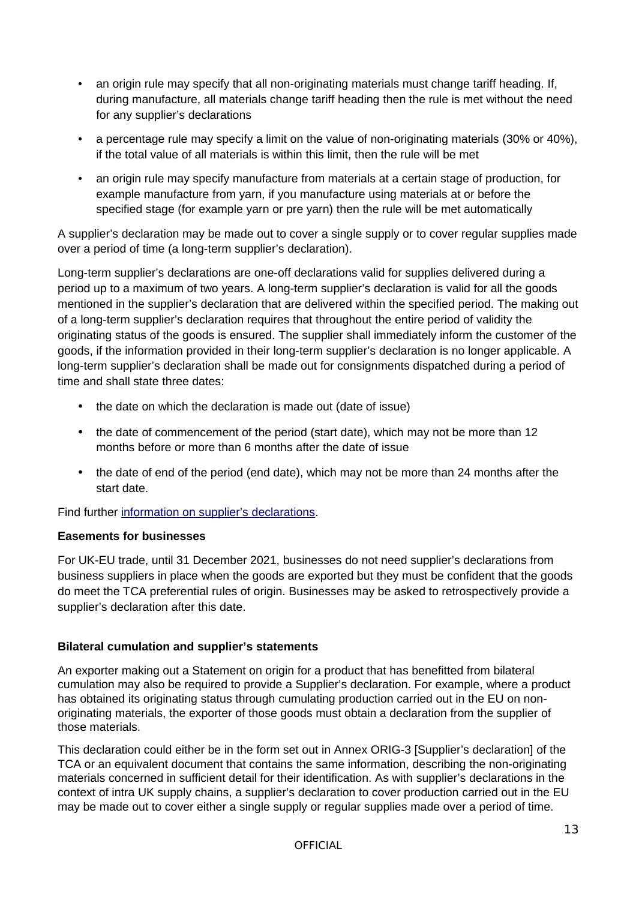- an origin rule may specify that all non-originating materials must change tariff heading. If, during manufacture, all materials change tariff heading then the rule is met without the need for any supplier's declarations
- a percentage rule may specify a limit on the value of non-originating materials (30% or 40%), if the total value of all materials is within this limit, then the rule will be met
- an origin rule may specify manufacture from materials at a certain stage of production, for example manufacture from yarn, if you manufacture using materials at or before the specified stage (for example yarn or pre yarn) then the rule will be met automatically

A supplier's declaration may be made out to cover a single supply or to cover regular supplies made over a period of time (a long-term supplier's declaration).

Long-term supplier's declarations are one-off declarations valid for supplies delivered during a period up to a maximum of two years. A long-term supplier's declaration is valid for all the goods mentioned in the supplier's declaration that are delivered within the specified period. The making out of a long-term supplier's declaration requires that throughout the entire period of validity the originating status of the goods is ensured. The supplier shall immediately inform the customer of the goods, if the information provided in their long-term supplier's declaration is no longer applicable. A long-term supplier's declaration shall be made out for consignments dispatched during a period of time and shall state three dates:

- the date on which the declaration is made out (date of issue)
- the date of commencement of the period (start date), which may not be more than 12 months before or more than 6 months after the date of issue
- the date of end of the period (end date), which may not be more than 24 months after the start date.

Find further [information on supplier's declarations](information on supplier's declarations).

**Easements for businesses**

For UK-EU trade, until 31 December 2021, businesses do not need supplier's declarations from business suppliers in place when the goods are exported but they must be confident that the goods do meet the TCA preferential rules of origin. Businesses may be asked to retrospectively provide a supplier's declaration after this date.

**Bilateral cumulation and supplier's statements**

An exporter making out a Statement on origin for a product that has benefitted from bilateral cumulation may also be required to provide a Supplier's declaration. For example, where a product has obtained its originating status through cumulating production carried out in the EU on non-originating materials, the exporter of those goods must obtain a declaration from the supplier of those materials.

This declaration could either be in the form set out in Annex ORIG-3 [Supplier's declaration] of the TCA or an equivalent document that contains the same information, describing the non-originating materials concerned in sufficient detail for their identification. As with supplier's declarations in the context of intra UK supply chains, a supplier's declaration to cover production carried out in the EU may be made out to cover either a single supply or regular supplies made over a period of time.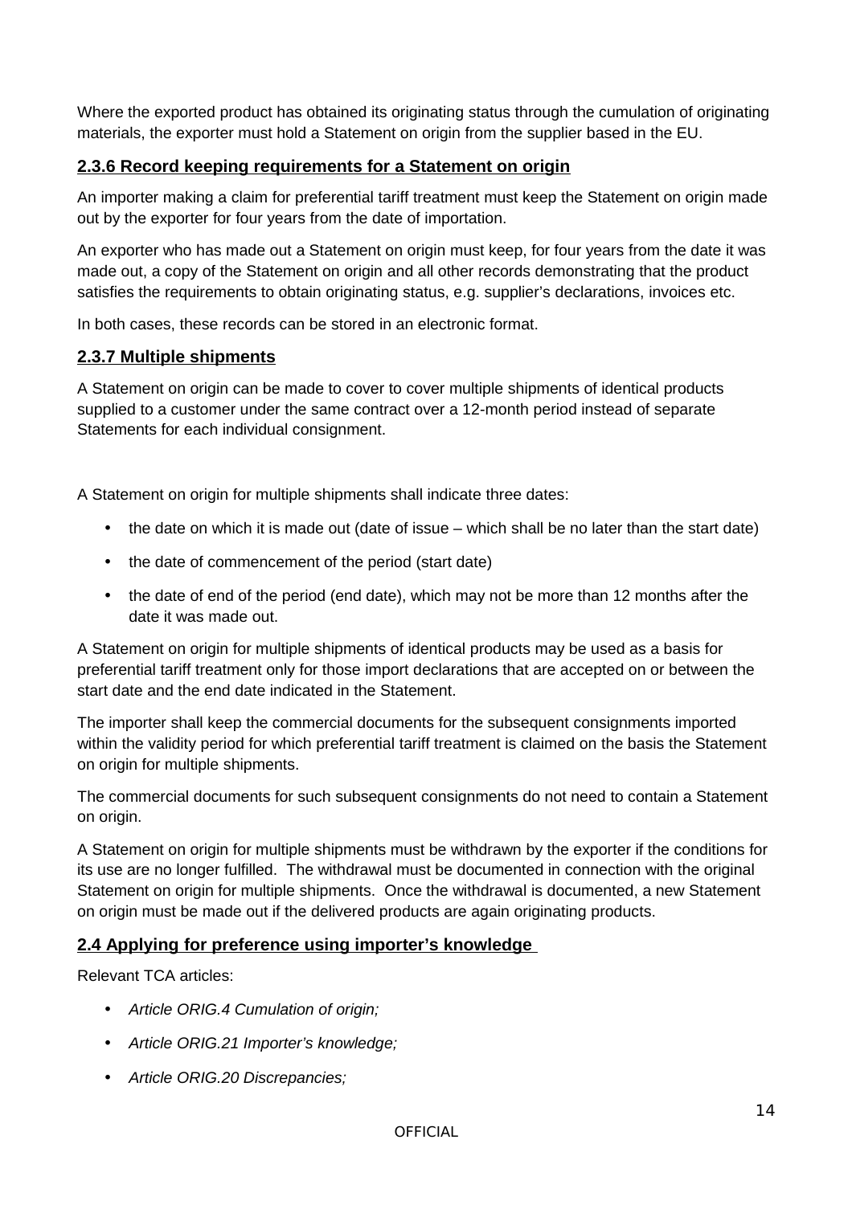Where the exported product has obtained its originating status through the cumulation of originating materials, the exporter must hold a Statement on origin from the supplier based in the EU.

### 2.3.6 Record keeping requirements for a Statement on origin

An importer making a claim for preferential tariff treatment must keep the Statement on origin made out by the exporter for four years from the date of importation.

An exporter who has made out a Statement on origin must keep, for four years from the date it was made out, a copy of the Statement on origin and all other records demonstrating that the product satisfies the requirements to obtain originating status, e.g. supplier's declarations, invoices etc.

In both cases, these records can be stored in an electronic format.

### 2.3.7 Multiple shipments

A Statement on origin can be made to cover to cover multiple shipments of identical products supplied to a customer under the same contract over a 12-month period instead of separate Statements for each individual consignment.

A Statement on origin for multiple shipments shall indicate three dates:

- the date on which it is made out (date of issue – which shall be no later than the start date)
- the date of commencement of the period (start date)
- the date of end of the period (end date), which may not be more than 12 months after the date it was made out.

A Statement on origin for multiple shipments of identical products may be used as a basis for preferential tariff treatment only for those import declarations that are accepted on or between the start date and the end date indicated in the Statement.

The importer shall keep the commercial documents for the subsequent consignments imported within the validity period for which preferential tariff treatment is claimed on the basis the Statement on origin for multiple shipments.

The commercial documents for such subsequent consignments do not need to contain a Statement on origin.

A Statement on origin for multiple shipments must be withdrawn by the exporter if the conditions for its use are no longer fulfilled. The withdrawal must be documented in connection with the original Statement on origin for multiple shipments. Once the withdrawal is documented, a new Statement on origin must be made out if the delivered products are again originating products.

## 2.4 Applying for preference using importer's knowledge

Relevant TCA articles:

- *Article ORIG.4 Cumulation of origin;*
- *Article ORIG.21 Importer's knowledge;*
- *Article ORIG.20 Discrepancies;*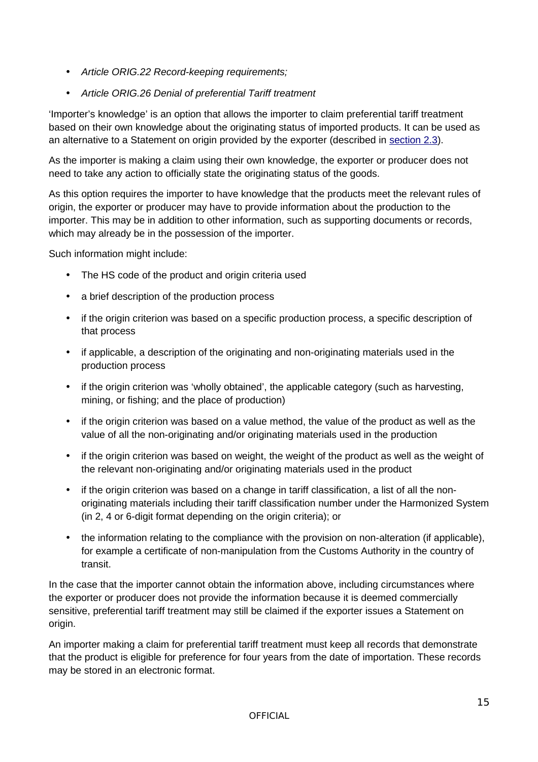- *Article ORIG.22 Record-keeping requirements;*
- *Article ORIG.26 Denial of preferential Tariff treatment*

'Importer's knowledge' is an option that allows the importer to claim preferential tariff treatment based on their own knowledge about the originating status of imported products. It can be used as an alternative to a Statement on origin provided by the exporter (described in section 2.3).

As the importer is making a claim using their own knowledge, the exporter or producer does not need to take any action to officially state the originating status of the goods.

As this option requires the importer to have knowledge that the products meet the relevant rules of origin, the exporter or producer may have to provide information about the production to the importer. This may be in addition to other information, such as supporting documents or records, which may already be in the possession of the importer.

Such information might include:

- The HS code of the product and origin criteria used
- a brief description of the production process
- if the origin criterion was based on a specific production process, a specific description of that process
- if applicable, a description of the originating and non-originating materials used in the production process
- if the origin criterion was 'wholly obtained', the applicable category (such as harvesting, mining, or fishing; and the place of production)
- if the origin criterion was based on a value method, the value of the product as well as the value of all the non-originating and/or originating materials used in the production
- if the origin criterion was based on weight, the weight of the product as well as the weight of the relevant non-originating and/or originating materials used in the product
- if the origin criterion was based on a change in tariff classification, a list of all the non-originating materials including their tariff classification number under the Harmonized System (in 2, 4 or 6-digit format depending on the origin criteria); or
- the information relating to the compliance with the provision on non-alteration (if applicable), for example a certificate of non-manipulation from the Customs Authority in the country of transit.

In the case that the importer cannot obtain the information above, including circumstances where the exporter or producer does not provide the information because it is deemed commercially sensitive, preferential tariff treatment may still be claimed if the exporter issues a Statement on origin.

An importer making a claim for preferential tariff treatment must keep all records that demonstrate that the product is eligible for preference for four years from the date of importation. These records may be stored in an electronic format.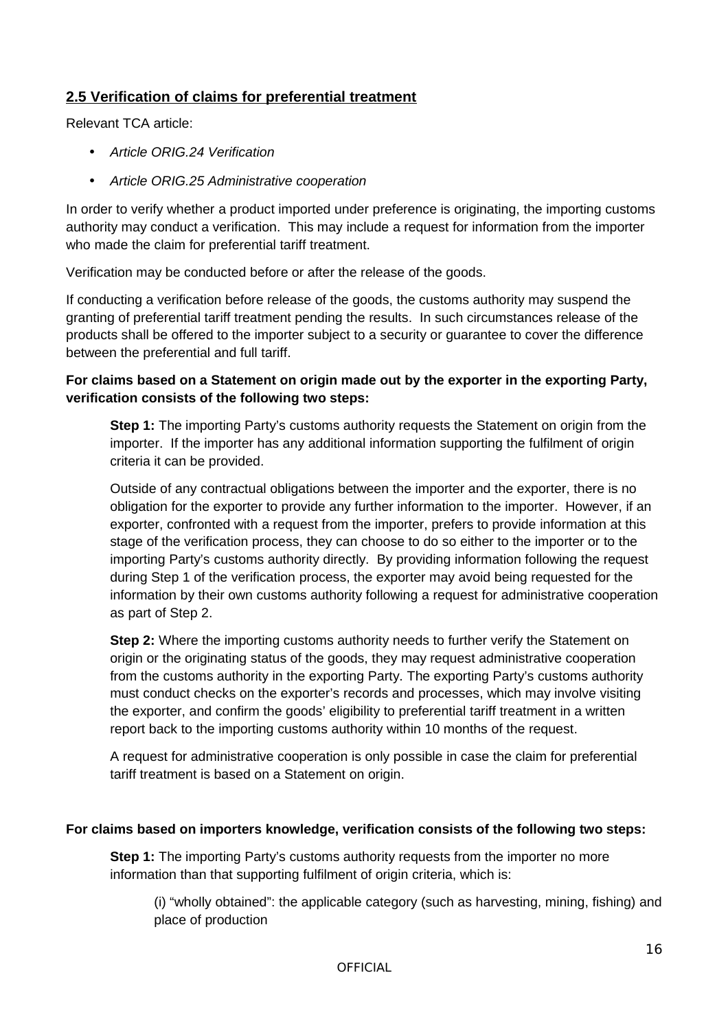## 2.5 Verification of claims for preferential treatment

Relevant TCA article:

- *Article ORIG.24 Verification*
- *Article ORIG.25 Administrative cooperation*

In order to verify whether a product imported under preference is originating, the importing customs authority may conduct a verification. This may include a request for information from the importer who made the claim for preferential tariff treatment.

Verification may be conducted before or after the release of the goods.

If conducting a verification before release of the goods, the customs authority may suspend the granting of preferential tariff treatment pending the results. In such circumstances release of the products shall be offered to the importer subject to a security or guarantee to cover the difference between the preferential and full tariff.

**For claims based on a Statement on origin made out by the exporter in the exporting Party, verification consists of the following two steps:**

> **Step 1:** The importing Party's customs authority requests the Statement on origin from the importer. If the importer has any additional information supporting the fulfilment of origin criteria it can be provided.
>
> Outside of any contractual obligations between the importer and the exporter, there is no obligation for the exporter to provide any further information to the importer. However, if an exporter, confronted with a request from the importer, prefers to provide information at this stage of the verification process, they can choose to do so either to the importer or to the importing Party's customs authority directly. By providing information following the request during Step 1 of the verification process, the exporter may avoid being requested for the information by their own customs authority following a request for administrative cooperation as part of Step 2.
>
> **Step 2:** Where the importing customs authority needs to further verify the Statement on origin or the originating status of the goods, they may request administrative cooperation from the customs authority in the exporting Party. The exporting Party's customs authority must conduct checks on the exporter's records and processes, which may involve visiting the exporter, and confirm the goods' eligibility to preferential tariff treatment in a written report back to the importing customs authority within 10 months of the request.
>
> A request for administrative cooperation is only possible in case the claim for preferential tariff treatment is based on a Statement on origin.

**For claims based on importers knowledge, verification consists of the following two steps:**

> **Step 1:** The importing Party's customs authority requests from the importer no more information than that supporting fulfilment of origin criteria, which is:
>
> > (i) "wholly obtained": the applicable category (such as harvesting, mining, fishing) and place of production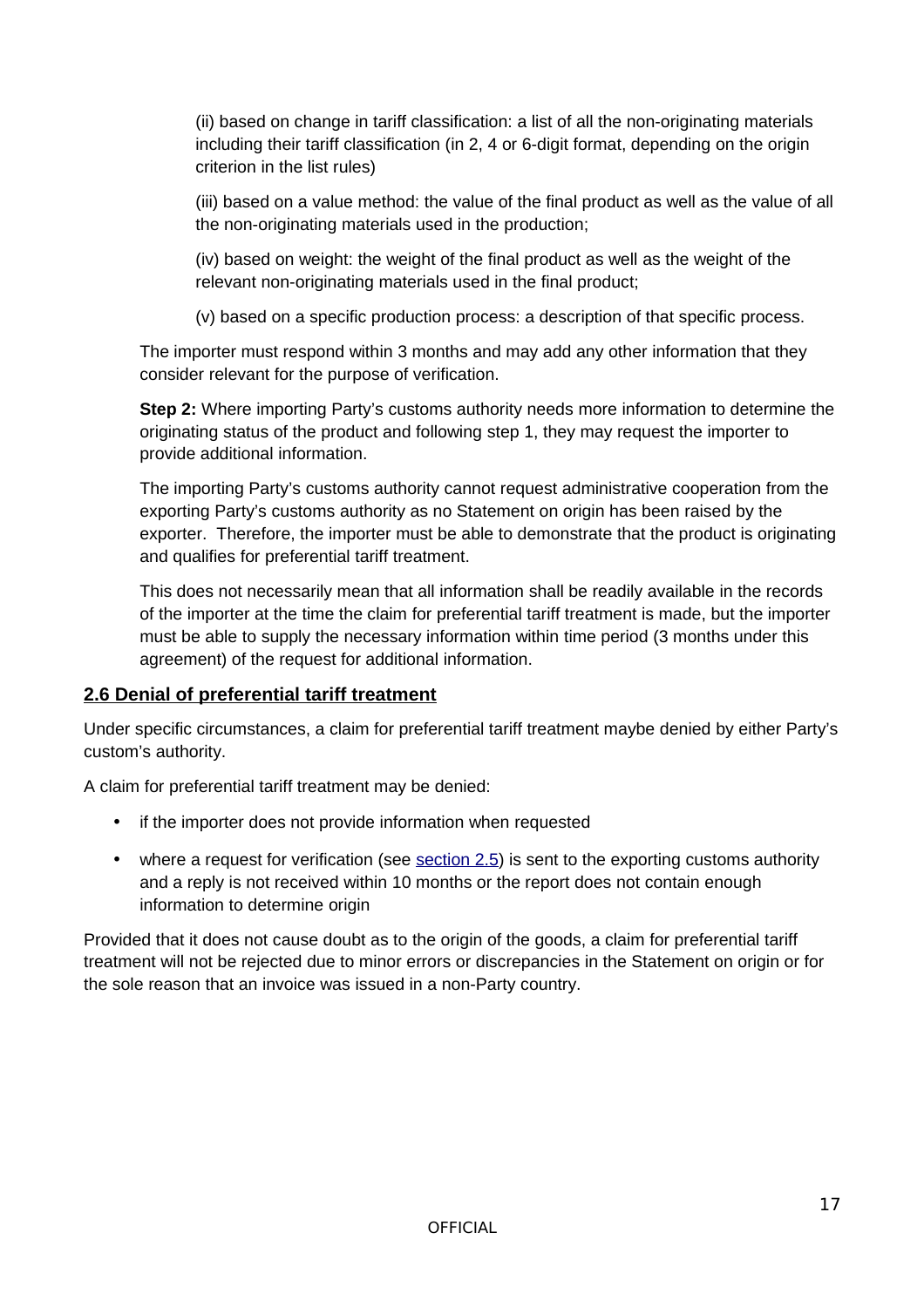(ii) based on change in tariff classification: a list of all the non-originating materials including their tariff classification (in 2, 4 or 6-digit format, depending on the origin criterion in the list rules)

(iii) based on a value method: the value of the final product as well as the value of all the non-originating materials used in the production;

(iv) based on weight: the weight of the final product as well as the weight of the relevant non-originating materials used in the final product;

(v) based on a specific production process: a description of that specific process.

The importer must respond within 3 months and may add any other information that they consider relevant for the purpose of verification.

**Step 2:** Where importing Party's customs authority needs more information to determine the originating status of the product and following step 1, they may request the importer to provide additional information.

The importing Party's customs authority cannot request administrative cooperation from the exporting Party's customs authority as no Statement on origin has been raised by the exporter. Therefore, the importer must be able to demonstrate that the product is originating and qualifies for preferential tariff treatment.

This does not necessarily mean that all information shall be readily available in the records of the importer at the time the claim for preferential tariff treatment is made, but the importer must be able to supply the necessary information within time period (3 months under this agreement) of the request for additional information.

## 2.6 Denial of preferential tariff treatment

Under specific circumstances, a claim for preferential tariff treatment maybe denied by either Party's custom's authority.

A claim for preferential tariff treatment may be denied:

- if the importer does not provide information when requested
- where a request for verification (see section 2.5) is sent to the exporting customs authority and a reply is not received within 10 months or the report does not contain enough information to determine origin

Provided that it does not cause doubt as to the origin of the goods, a claim for preferential tariff treatment will not be rejected due to minor errors or discrepancies in the Statement on origin or for the sole reason that an invoice was issued in a non-Party country.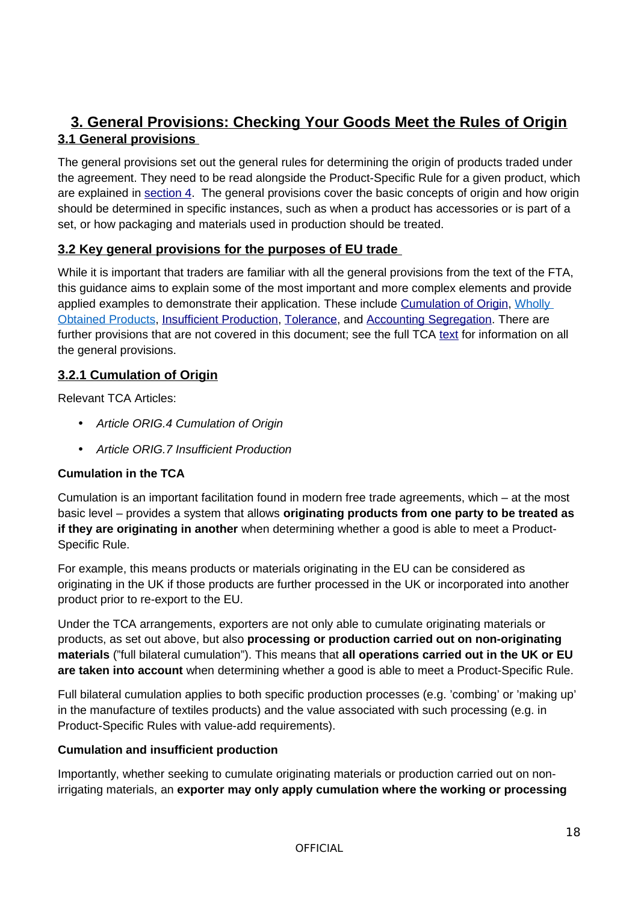# 3. General Provisions: Checking Your Goods Meet the Rules of Origin

## 3.1 General provisions

The general provisions set out the general rules for determining the origin of products traded under the agreement. They need to be read alongside the Product-Specific Rule for a given product, which are explained in section 4. The general provisions cover the basic concepts of origin and how origin should be determined in specific instances, such as when a product has accessories or is part of a set, or how packaging and materials used in production should be treated.

## 3.2 Key general provisions for the purposes of EU trade

While it is important that traders are familiar with all the general provisions from the text of the FTA, this guidance aims to explain some of the most important and more complex elements and provide applied examples to demonstrate their application. These include Cumulation of Origin, Wholly Obtained Products, Insufficient Production, Tolerance, and Accounting Segregation. There are further provisions that are not covered in this document; see the full TCA text for information on all the general provisions.

### 3.2.1 Cumulation of Origin

Relevant TCA Articles:

- *Article ORIG.4 Cumulation of Origin*
- *Article ORIG.7 Insufficient Production*

**Cumulation in the TCA**

Cumulation is an important facilitation found in modern free trade agreements, which – at the most basic level – provides a system that allows **originating products from one party to be treated as if they are originating in another** when determining whether a good is able to meet a Product-Specific Rule.

For example, this means products or materials originating in the EU can be considered as originating in the UK if those products are further processed in the UK or incorporated into another product prior to re-export to the EU.

Under the TCA arrangements, exporters are not only able to cumulate originating materials or products, as set out above, but also **processing or production carried out on non-originating materials** ("full bilateral cumulation"). This means that **all operations carried out in the UK or EU are taken into account** when determining whether a good is able to meet a Product-Specific Rule.

Full bilateral cumulation applies to both specific production processes (e.g. 'combing' or 'making up' in the manufacture of textiles products) and the value associated with such processing (e.g. in Product-Specific Rules with value-add requirements).

**Cumulation and insufficient production**

Importantly, whether seeking to cumulate originating materials or production carried out on non-irrigating materials, an **exporter may only apply cumulation where the working or processing**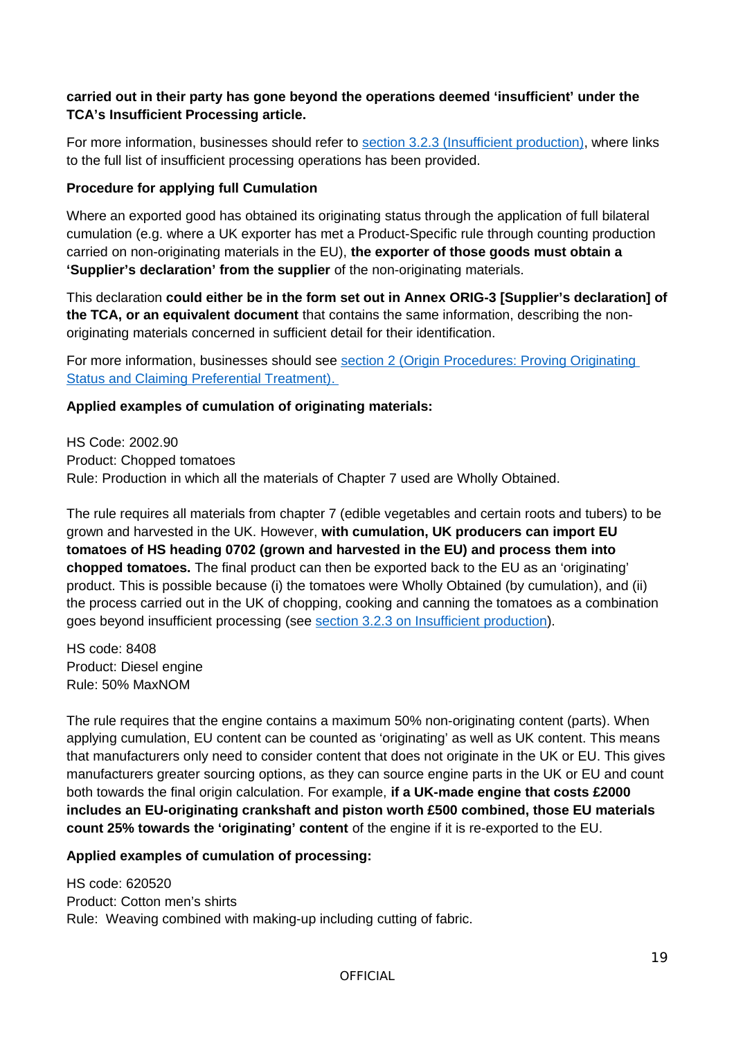**carried out in their party has gone beyond the operations deemed 'insufficient' under the TCA's Insufficient Processing article.**

For more information, businesses should refer to section 3.2.3 (Insufficient production), where links to the full list of insufficient processing operations has been provided.

**Procedure for applying full Cumulation**

Where an exported good has obtained its originating status through the application of full bilateral cumulation (e.g. where a UK exporter has met a Product-Specific rule through counting production carried on non-originating materials in the EU), **the exporter of those goods must obtain a 'Supplier's declaration' from the supplier** of the non-originating materials.

This declaration **could either be in the form set out in Annex ORIG-3 [Supplier's declaration] of the TCA, or an equivalent document** that contains the same information, describing the non-originating materials concerned in sufficient detail for their identification.

For more information, businesses should see section 2 (Origin Procedures: Proving Originating Status and Claiming Preferential Treatment).

**Applied examples of cumulation of originating materials:**

HS Code: 2002.90
Product: Chopped tomatoes
Rule: Production in which all the materials of Chapter 7 used are Wholly Obtained.

The rule requires all materials from chapter 7 (edible vegetables and certain roots and tubers) to be grown and harvested in the UK. However, **with cumulation, UK producers can import EU tomatoes of HS heading 0702 (grown and harvested in the EU) and process them into chopped tomatoes.** The final product can then be exported back to the EU as an 'originating' product. This is possible because (i) the tomatoes were Wholly Obtained (by cumulation), and (ii) the process carried out in the UK of chopping, cooking and canning the tomatoes as a combination goes beyond insufficient processing (see section 3.2.3 on Insufficient production).

HS code: 8408
Product: Diesel engine
Rule: 50% MaxNOM

The rule requires that the engine contains a maximum 50% non-originating content (parts). When applying cumulation, EU content can be counted as 'originating' as well as UK content. This means that manufacturers only need to consider content that does not originate in the UK or EU. This gives manufacturers greater sourcing options, as they can source engine parts in the UK or EU and count both towards the final origin calculation. For example, **if a UK-made engine that costs £2000 includes an EU-originating crankshaft and piston worth £500 combined, those EU materials count 25% towards the 'originating' content** of the engine if it is re-exported to the EU.

**Applied examples of cumulation of processing:**

HS code: 620520
Product: Cotton men's shirts
Rule: Weaving combined with making-up including cutting of fabric.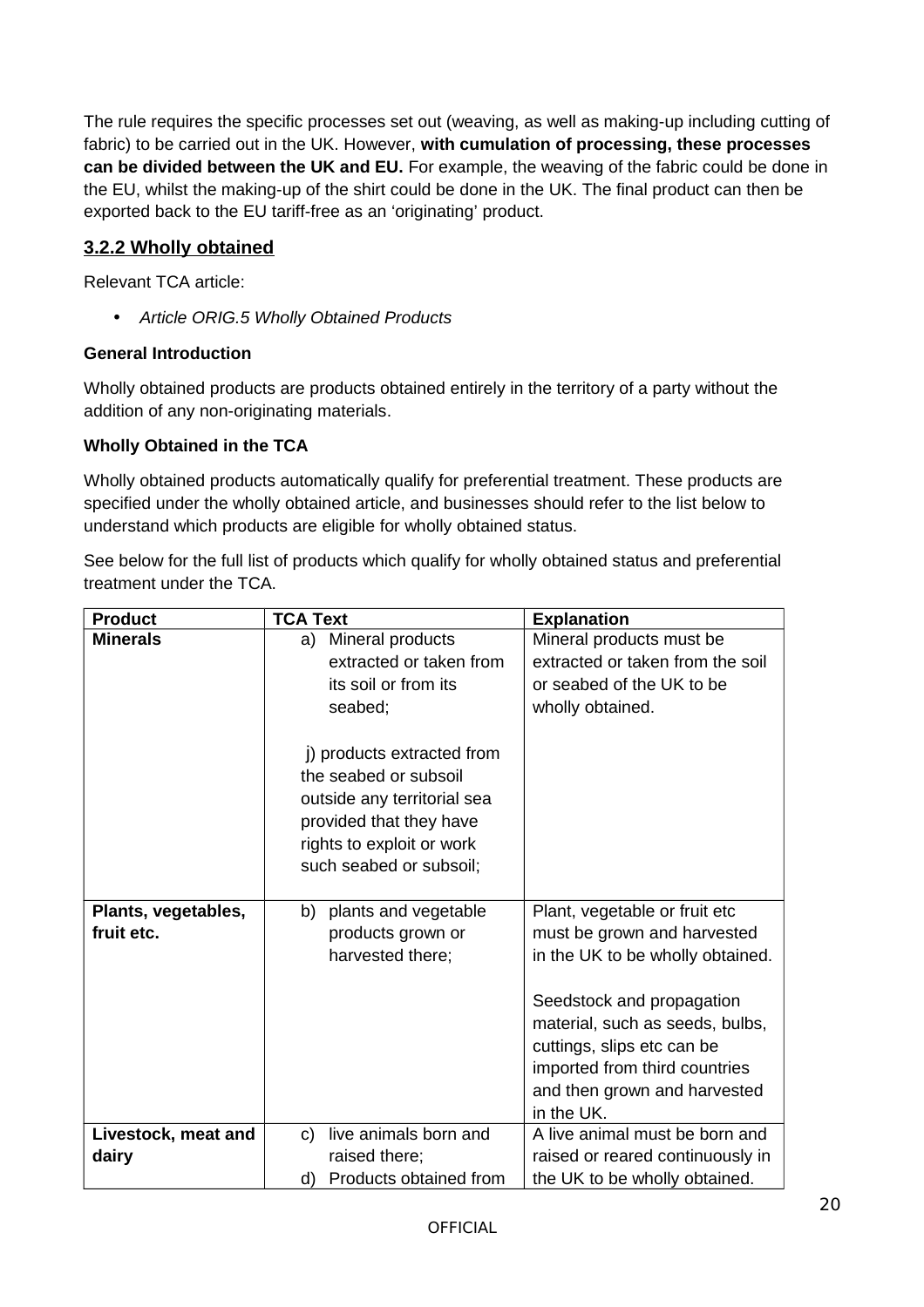The rule requires the specific processes set out (weaving, as well as making-up including cutting of fabric) to be carried out in the UK. However, **with cumulation of processing, these processes can be divided between the UK and EU.** For example, the weaving of the fabric could be done in the EU, whilst the making-up of the shirt could be done in the UK. The final product can then be exported back to the EU tariff-free as an 'originating' product.

### 3.2.2 Wholly obtained

Relevant TCA article:

- *Article ORIG.5 Wholly Obtained Products*

**General Introduction**

Wholly obtained products are products obtained entirely in the territory of a party without the addition of any non-originating materials.

**Wholly Obtained in the TCA**

Wholly obtained products automatically qualify for preferential treatment. These products are specified under the wholly obtained article, and businesses should refer to the list below to understand which products are eligible for wholly obtained status.

See below for the full list of products which qualify for wholly obtained status and preferential treatment under the TCA.

| Product | TCA Text | Explanation |
|---|---|---|
| **Minerals** | a) Mineral products extracted or taken from its soil or from its seabed;<br><br>j) products extracted from the seabed or subsoil outside any territorial sea provided that they have rights to exploit or work such seabed or subsoil; | Mineral products must be extracted or taken from the soil or seabed of the UK to be wholly obtained. |
| **Plants, vegetables, fruit etc.** | b) plants and vegetable products grown or harvested there; | Plant, vegetable or fruit etc must be grown and harvested in the UK to be wholly obtained.<br><br>Seedstock and propagation material, such as seeds, bulbs, cuttings, slips etc can be imported from third countries and then grown and harvested in the UK. |
| **Livestock, meat and dairy** | c) live animals born and raised there;<br>d) Products obtained from | A live animal must be born and raised or reared continuously in the UK to be wholly obtained. |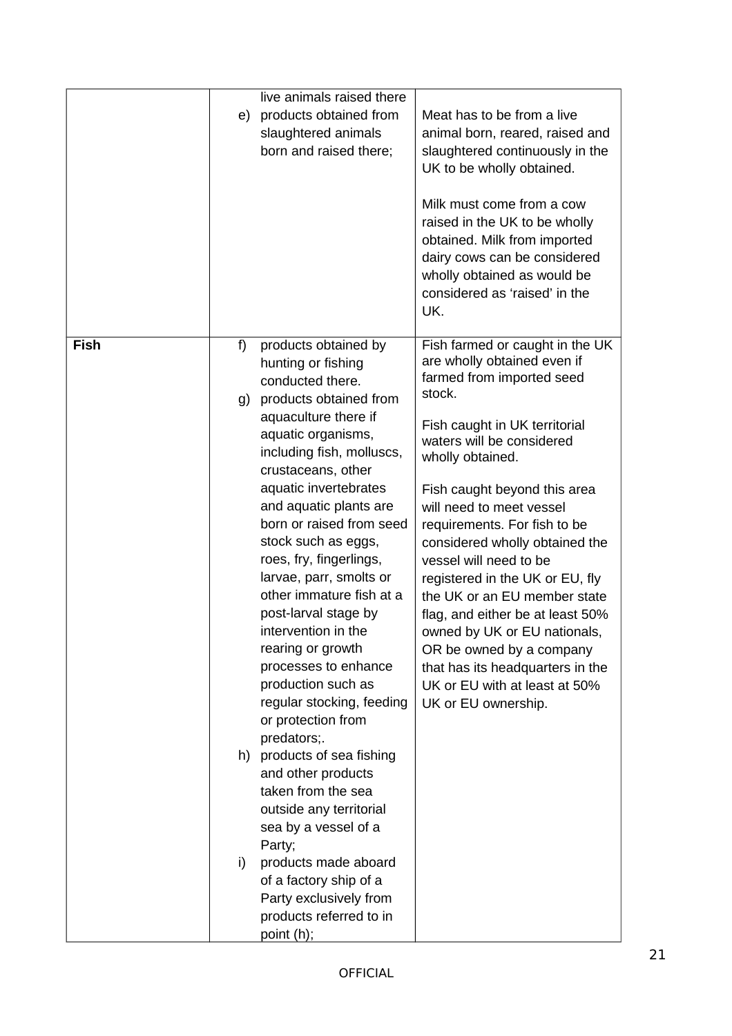| | | |
|---|---|---|
| | live animals raised there<br>e) products obtained from slaughtered animals born and raised there; | Meat has to be from a live animal born, reared, raised and slaughtered continuously in the UK to be wholly obtained.<br><br>Milk must come from a cow raised in the UK to be wholly obtained. Milk from imported dairy cows can be considered wholly obtained as would be considered as 'raised' in the UK. |
| **Fish** | f) products obtained by hunting or fishing conducted there.<br>g) products obtained from aquaculture there if aquatic organisms, including fish, molluscs, crustaceans, other aquatic invertebrates and aquatic plants are born or raised from seed stock such as eggs, roes, fry, fingerlings, larvae, parr, smolts or other immature fish at a post-larval stage by intervention in the rearing or growth processes to enhance production such as regular stocking, feeding or protection from predators;.<br>h) products of sea fishing and other products taken from the sea outside any territorial sea by a vessel of a Party;<br>i) products made aboard of a factory ship of a Party exclusively from products referred to in point (h); | Fish farmed or caught in the UK are wholly obtained even if farmed from imported seed stock.<br><br>Fish caught in UK territorial waters will be considered wholly obtained.<br><br>Fish caught beyond this area will need to meet vessel requirements. For fish to be considered wholly obtained the vessel will need to be registered in the UK or EU, fly the UK or an EU member state flag, and either be at least 50% owned by UK or EU nationals, OR be owned by a company that has its headquarters in the UK or EU with at least at 50% UK or EU ownership. |

OFFICIAL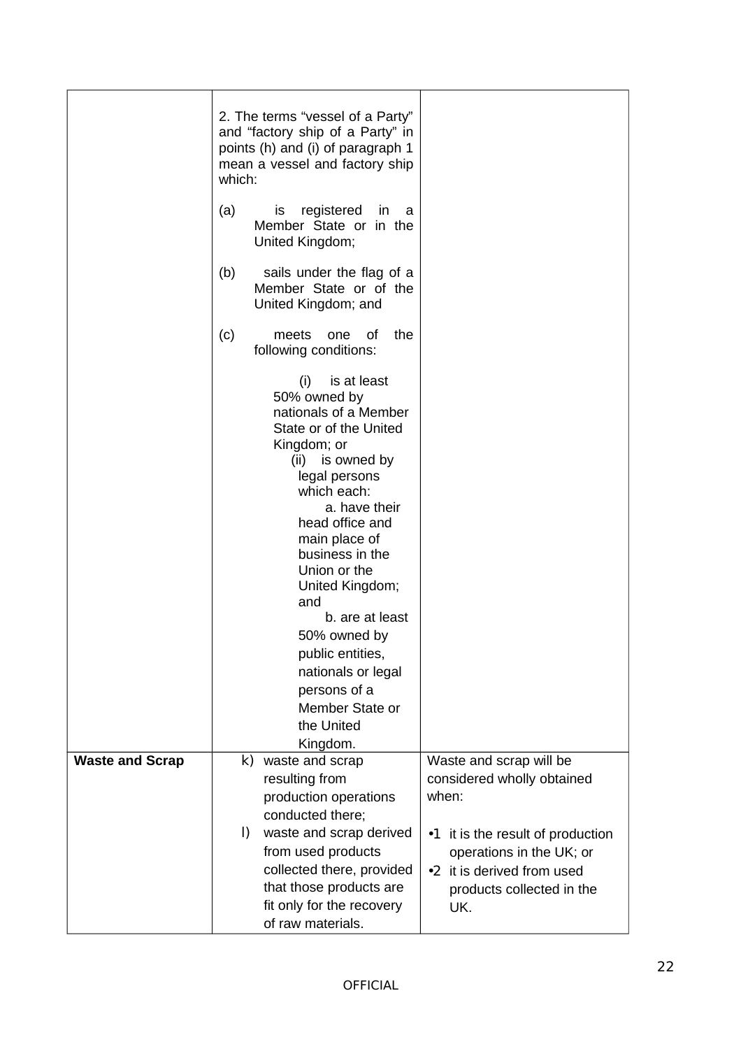| | | |
|---|---|---|
| | 2. The terms “vessel of a Party” and “factory ship of a Party” in points (h) and (i) of paragraph 1 mean a vessel and factory ship which:<br><br>(a) is registered in a Member State or in the United Kingdom;<br><br>(b) sails under the flag of a Member State or of the United Kingdom; and<br><br>(c) meets one of the following conditions:<br><br>(i) is at least 50% owned by nationals of a Member State or of the United Kingdom; or<br>(ii) is owned by legal persons which each:<br>a. have their head office and main place of business in the Union or the United Kingdom; and<br>b. are at least 50% owned by public entities, nationals or legal persons of a Member State or the United Kingdom. | |
| **Waste and Scrap** | k) waste and scrap resulting from production operations conducted there;<br>l) waste and scrap derived from used products collected there, provided that those products are fit only for the recovery of raw materials. | Waste and scrap will be considered wholly obtained when:<br><br>•1 it is the result of production operations in the UK; or<br>•2 it is derived from used products collected in the UK. |

OFFICIAL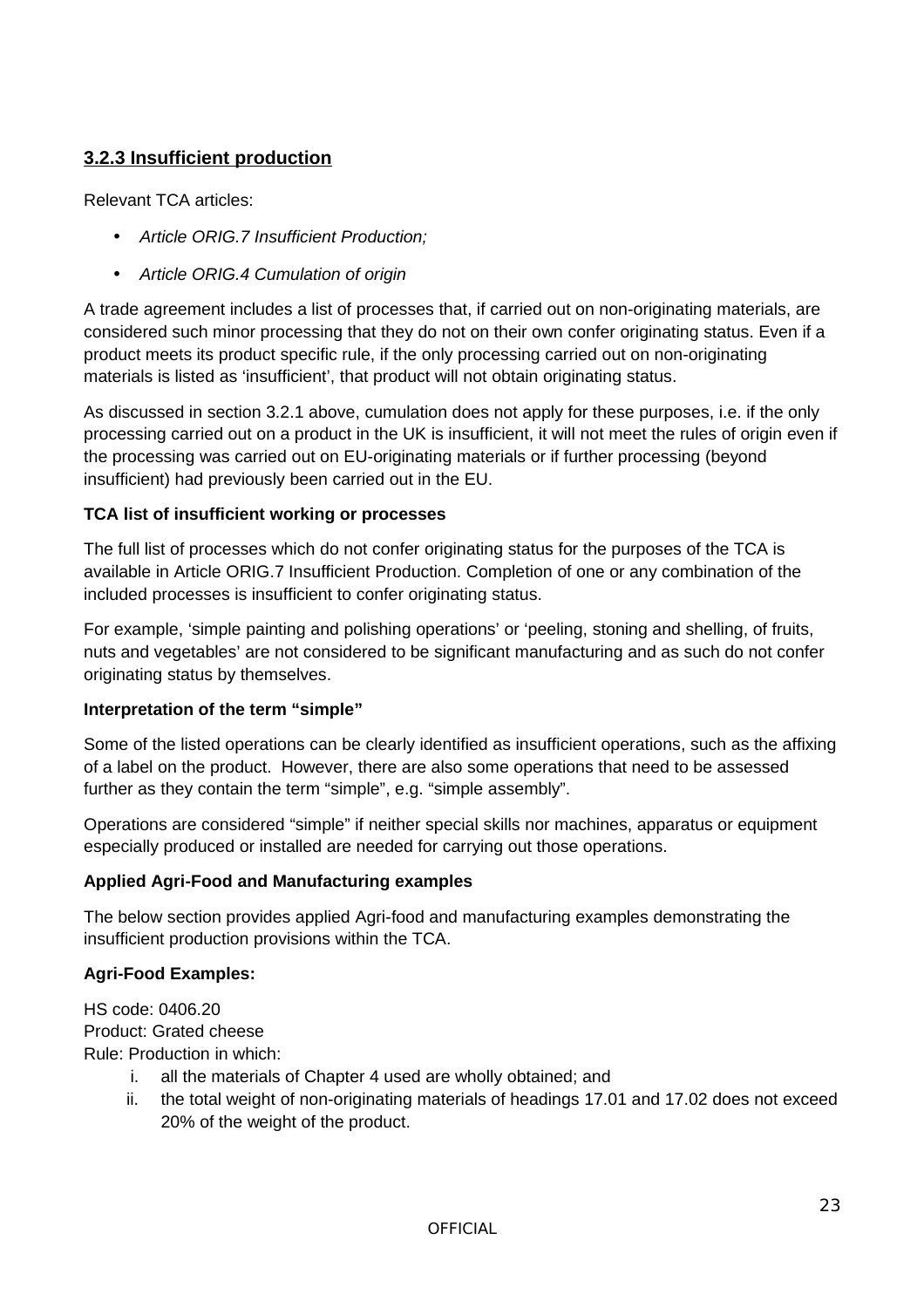### 3.2.3 Insufficient production

Relevant TCA articles:

- *Article ORIG.7 Insufficient Production;*
- *Article ORIG.4 Cumulation of origin*

A trade agreement includes a list of processes that, if carried out on non-originating materials, are considered such minor processing that they do not on their own confer originating status. Even if a product meets its product specific rule, if the only processing carried out on non-originating materials is listed as 'insufficient', that product will not obtain originating status.

As discussed in section 3.2.1 above, cumulation does not apply for these purposes, i.e. if the only processing carried out on a product in the UK is insufficient, it will not meet the rules of origin even if the processing was carried out on EU-originating materials or if further processing (beyond insufficient) had previously been carried out in the EU.

**TCA list of insufficient working or processes**

The full list of processes which do not confer originating status for the purposes of the TCA is available in Article ORIG.7 Insufficient Production. Completion of one or any combination of the included processes is insufficient to confer originating status.

For example, 'simple painting and polishing operations' or 'peeling, stoning and shelling, of fruits, nuts and vegetables' are not considered to be significant manufacturing and as such do not confer originating status by themselves.

**Interpretation of the term "simple"**

Some of the listed operations can be clearly identified as insufficient operations, such as the affixing of a label on the product. However, there are also some operations that need to be assessed further as they contain the term "simple", e.g. "simple assembly".

Operations are considered "simple" if neither special skills nor machines, apparatus or equipment especially produced or installed are needed for carrying out those operations.

**Applied Agri-Food and Manufacturing examples**

The below section provides applied Agri-food and manufacturing examples demonstrating the insufficient production provisions within the TCA.

**Agri-Food Examples:**

HS code: 0406.20
Product: Grated cheese
Rule: Production in which:

i. all the materials of Chapter 4 used are wholly obtained; and
ii. the total weight of non-originating materials of headings 17.01 and 17.02 does not exceed 20% of the weight of the product.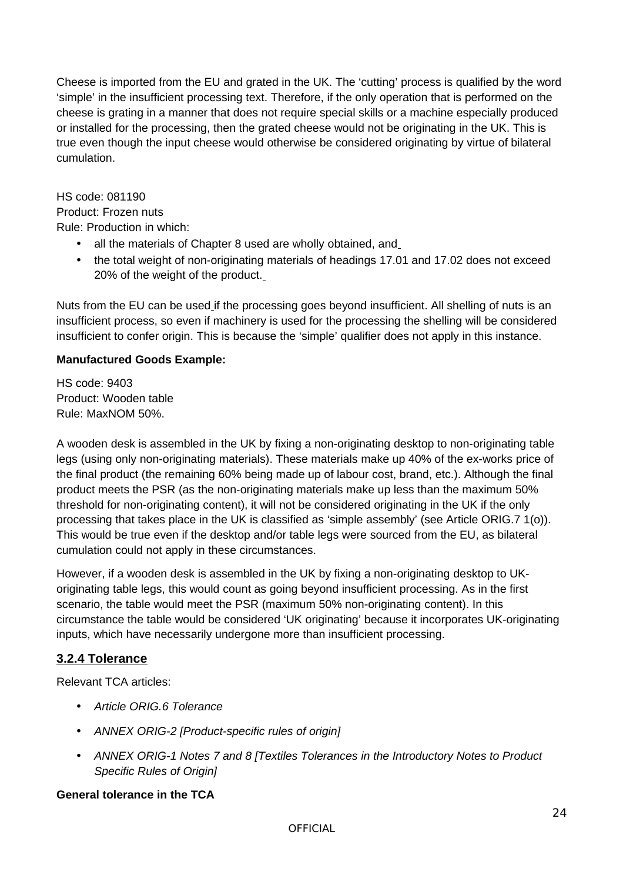Cheese is imported from the EU and grated in the UK. The 'cutting' process is qualified by the word 'simple' in the insufficient processing text. Therefore, if the only operation that is performed on the cheese is grating in a manner that does not require special skills or a machine especially produced or installed for the processing, then the grated cheese would not be originating in the UK. This is true even though the input cheese would otherwise be considered originating by virtue of bilateral cumulation.

HS code: 081190
Product: Frozen nuts
Rule: Production in which:

- all the materials of Chapter 8 used are wholly obtained, and
- the total weight of non-originating materials of headings 17.01 and 17.02 does not exceed 20% of the weight of the product.

Nuts from the EU can be used if the processing goes beyond insufficient. All shelling of nuts is an insufficient process, so even if machinery is used for the processing the shelling will be considered insufficient to confer origin. This is because the 'simple' qualifier does not apply in this instance.

**Manufactured Goods Example:**

HS code: 9403
Product: Wooden table
Rule: MaxNOM 50%.

A wooden desk is assembled in the UK by fixing a non-originating desktop to non-originating table legs (using only non-originating materials). These materials make up 40% of the ex-works price of the final product (the remaining 60% being made up of labour cost, brand, etc.). Although the final product meets the PSR (as the non-originating materials make up less than the maximum 50% threshold for non-originating content), it will not be considered originating in the UK if the only processing that takes place in the UK is classified as 'simple assembly' (see Article ORIG.7 1(o)). This would be true even if the desktop and/or table legs were sourced from the EU, as bilateral cumulation could not apply in these circumstances.

However, if a wooden desk is assembled in the UK by fixing a non-originating desktop to UK-originating table legs, this would count as going beyond insufficient processing. As in the first scenario, the table would meet the PSR (maximum 50% non-originating content). In this circumstance the table would be considered 'UK originating' because it incorporates UK-originating inputs, which have necessarily undergone more than insufficient processing.

### 3.2.4 Tolerance

Relevant TCA articles:

- *Article ORIG.6 Tolerance*
- *ANNEX ORIG-2 [Product-specific rules of origin]*
- *ANNEX ORIG-1 Notes 7 and 8 [Textiles Tolerances in the Introductory Notes to Product Specific Rules of Origin]*

**General tolerance in the TCA**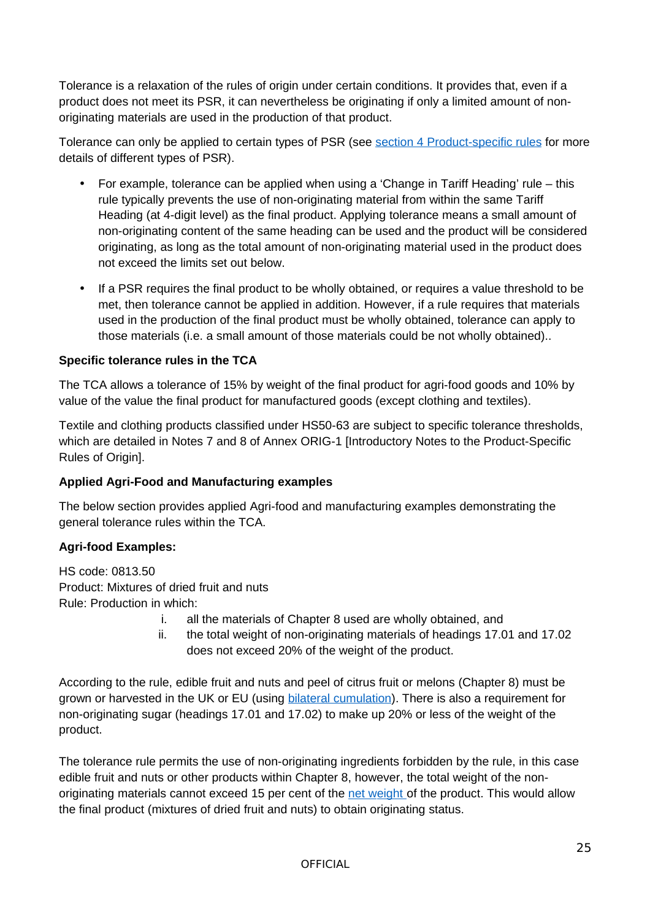Tolerance is a relaxation of the rules of origin under certain conditions. It provides that, even if a product does not meet its PSR, it can nevertheless be originating if only a limited amount of non-originating materials are used in the production of that product.

Tolerance can only be applied to certain types of PSR (see [section 4 Product-specific rules] for more details of different types of PSR).

- For example, tolerance can be applied when using a 'Change in Tariff Heading' rule – this rule typically prevents the use of non-originating material from within the same Tariff Heading (at 4-digit level) as the final product. Applying tolerance means a small amount of non-originating content of the same heading can be used and the product will be considered originating, as long as the total amount of non-originating material used in the product does not exceed the limits set out below.

- If a PSR requires the final product to be wholly obtained, or requires a value threshold to be met, then tolerance cannot be applied in addition. However, if a rule requires that materials used in the production of the final product must be wholly obtained, tolerance can apply to those materials (i.e. a small amount of those materials could be not wholly obtained)..

**Specific tolerance rules in the TCA**

The TCA allows a tolerance of 15% by weight of the final product for agri-food goods and 10% by value of the value the final product for manufactured goods (except clothing and textiles).

Textile and clothing products classified under HS50-63 are subject to specific tolerance thresholds, which are detailed in Notes 7 and 8 of Annex ORIG-1 [Introductory Notes to the Product-Specific Rules of Origin].

**Applied Agri-Food and Manufacturing examples**

The below section provides applied Agri-food and manufacturing examples demonstrating the general tolerance rules within the TCA.

**Agri-food Examples:**

HS code: 0813.50
Product: Mixtures of dried fruit and nuts
Rule: Production in which:

i. all the materials of Chapter 8 used are wholly obtained, and
ii. the total weight of non-originating materials of headings 17.01 and 17.02 does not exceed 20% of the weight of the product.

According to the rule, edible fruit and nuts and peel of citrus fruit or melons (Chapter 8) must be grown or harvested in the UK or EU (using [bilateral cumulation]). There is also a requirement for non-originating sugar (headings 17.01 and 17.02) to make up 20% or less of the weight of the product.

The tolerance rule permits the use of non-originating ingredients forbidden by the rule, in this case edible fruit and nuts or other products within Chapter 8, however, the total weight of the non-originating materials cannot exceed 15 per cent of the [net weight] of the product. This would allow the final product (mixtures of dried fruit and nuts) to obtain originating status.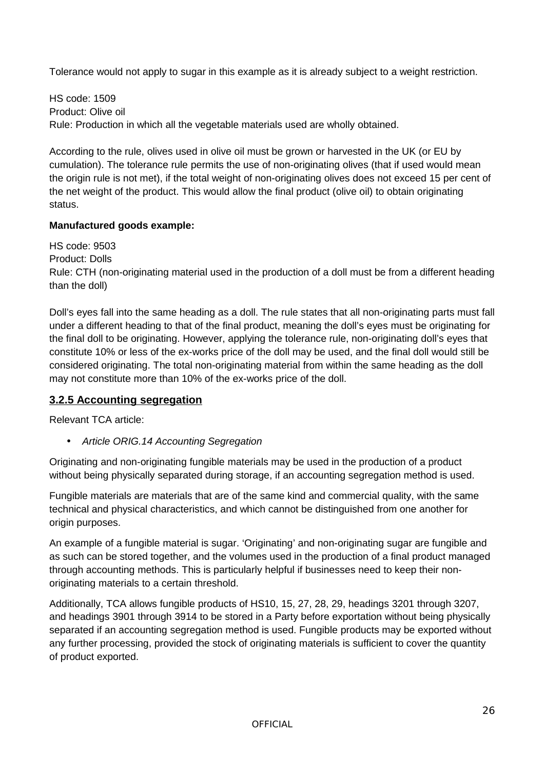Tolerance would not apply to sugar in this example as it is already subject to a weight restriction.

HS code: 1509
Product: Olive oil
Rule: Production in which all the vegetable materials used are wholly obtained.

According to the rule, olives used in olive oil must be grown or harvested in the UK (or EU by cumulation). The tolerance rule permits the use of non-originating olives (that if used would mean the origin rule is not met), if the total weight of non-originating olives does not exceed 15 per cent of the net weight of the product. This would allow the final product (olive oil) to obtain originating status.

**Manufactured goods example:**

HS code: 9503
Product: Dolls
Rule: CTH (non-originating material used in the production of a doll must be from a different heading than the doll)

Doll's eyes fall into the same heading as a doll. The rule states that all non-originating parts must fall under a different heading to that of the final product, meaning the doll's eyes must be originating for the final doll to be originating. However, applying the tolerance rule, non-originating doll's eyes that constitute 10% or less of the ex-works price of the doll may be used, and the final doll would still be considered originating. The total non-originating material from within the same heading as the doll may not constitute more than 10% of the ex-works price of the doll.

### 3.2.5 Accounting segregation

Relevant TCA article:

- *Article ORIG.14 Accounting Segregation*

Originating and non-originating fungible materials may be used in the production of a product without being physically separated during storage, if an accounting segregation method is used.

Fungible materials are materials that are of the same kind and commercial quality, with the same technical and physical characteristics, and which cannot be distinguished from one another for origin purposes.

An example of a fungible material is sugar. 'Originating' and non-originating sugar are fungible and as such can be stored together, and the volumes used in the production of a final product managed through accounting methods. This is particularly helpful if businesses need to keep their non-originating materials to a certain threshold.

Additionally, TCA allows fungible products of HS10, 15, 27, 28, 29, headings 3201 through 3207, and headings 3901 through 3914 to be stored in a Party before exportation without being physically separated if an accounting segregation method is used. Fungible products may be exported without any further processing, provided the stock of originating materials is sufficient to cover the quantity of product exported.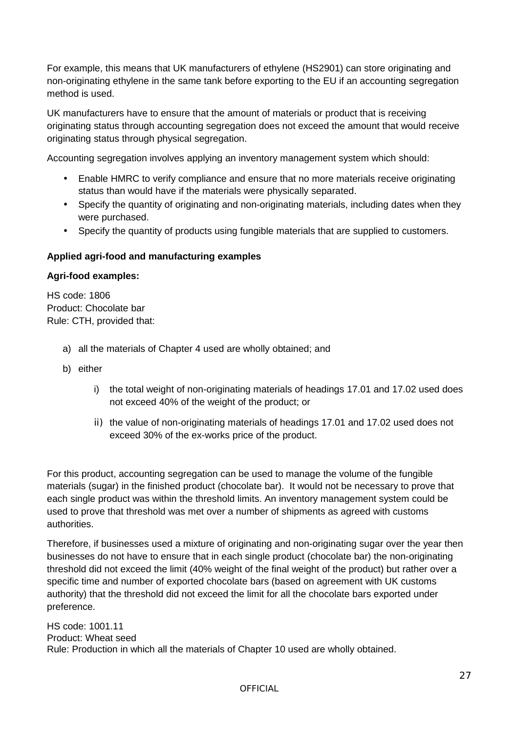For example, this means that UK manufacturers of ethylene (HS2901) can store originating and non-originating ethylene in the same tank before exporting to the EU if an accounting segregation method is used.

UK manufacturers have to ensure that the amount of materials or product that is receiving originating status through accounting segregation does not exceed the amount that would receive originating status through physical segregation.

Accounting segregation involves applying an inventory management system which should:

- Enable HMRC to verify compliance and ensure that no more materials receive originating status than would have if the materials were physically separated.
- Specify the quantity of originating and non-originating materials, including dates when they were purchased.
- Specify the quantity of products using fungible materials that are supplied to customers.

**Applied agri-food and manufacturing examples**

**Agri-food examples:**

HS code: 1806
Product: Chocolate bar
Rule: CTH, provided that:

a) all the materials of Chapter 4 used are wholly obtained; and

b) either

   i) the total weight of non-originating materials of headings 17.01 and 17.02 used does not exceed 40% of the weight of the product; or

   ii) the value of non-originating materials of headings 17.01 and 17.02 used does not exceed 30% of the ex-works price of the product.

For this product, accounting segregation can be used to manage the volume of the fungible materials (sugar) in the finished product (chocolate bar). It would not be necessary to prove that each single product was within the threshold limits. An inventory management system could be used to prove that threshold was met over a number of shipments as agreed with customs authorities.

Therefore, if businesses used a mixture of originating and non-originating sugar over the year then businesses do not have to ensure that in each single product (chocolate bar) the non-originating threshold did not exceed the limit (40% weight of the final weight of the product) but rather over a specific time and number of exported chocolate bars (based on agreement with UK customs authority) that the threshold did not exceed the limit for all the chocolate bars exported under preference.

HS code: 1001.11
Product: Wheat seed
Rule: Production in which all the materials of Chapter 10 used are wholly obtained.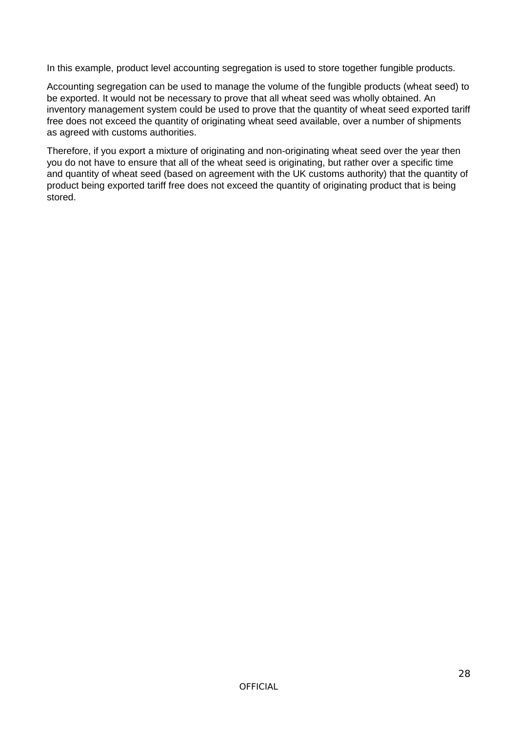In this example, product level accounting segregation is used to store together fungible products.

Accounting segregation can be used to manage the volume of the fungible products (wheat seed) to be exported. It would not be necessary to prove that all wheat seed was wholly obtained. An inventory management system could be used to prove that the quantity of wheat seed exported tariff free does not exceed the quantity of originating wheat seed available, over a number of shipments as agreed with customs authorities.

Therefore, if you export a mixture of originating and non-originating wheat seed over the year then you do not have to ensure that all of the wheat seed is originating, but rather over a specific time and quantity of wheat seed (based on agreement with the UK customs authority) that the quantity of product being exported tariff free does not exceed the quantity of originating product that is being stored.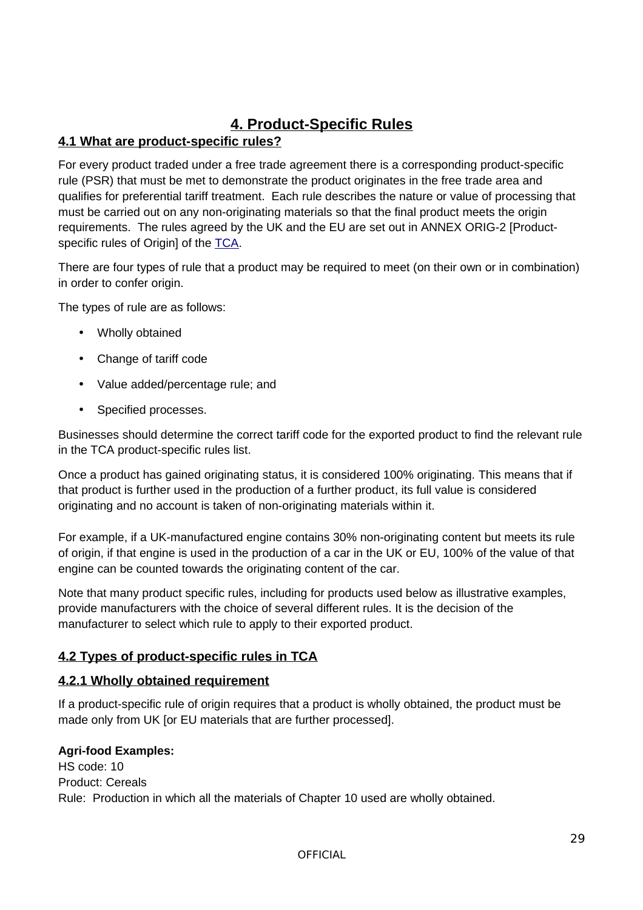# 4. Product-Specific Rules

## 4.1 What are product-specific rules?

For every product traded under a free trade agreement there is a corresponding product-specific rule (PSR) that must be met to demonstrate the product originates in the free trade area and qualifies for preferential tariff treatment. Each rule describes the nature or value of processing that must be carried out on any non-originating materials so that the final product meets the origin requirements. The rules agreed by the UK and the EU are set out in ANNEX ORIG-2 [Product-specific rules of Origin] of the TCA.

There are four types of rule that a product may be required to meet (on their own or in combination) in order to confer origin.

The types of rule are as follows:

- Wholly obtained
- Change of tariff code
- Value added/percentage rule; and
- Specified processes.

Businesses should determine the correct tariff code for the exported product to find the relevant rule in the TCA product-specific rules list.

Once a product has gained originating status, it is considered 100% originating. This means that if that product is further used in the production of a further product, its full value is considered originating and no account is taken of non-originating materials within it.

For example, if a UK-manufactured engine contains 30% non-originating content but meets its rule of origin, if that engine is used in the production of a car in the UK or EU, 100% of the value of that engine can be counted towards the originating content of the car.

Note that many product specific rules, including for products used below as illustrative examples, provide manufacturers with the choice of several different rules. It is the decision of the manufacturer to select which rule to apply to their exported product.

## 4.2 Types of product-specific rules in TCA

### 4.2.1 Wholly obtained requirement

If a product-specific rule of origin requires that a product is wholly obtained, the product must be made only from UK [or EU materials that are further processed].

**Agri-food Examples:**
HS code: 10
Product: Cereals
Rule: Production in which all the materials of Chapter 10 used are wholly obtained.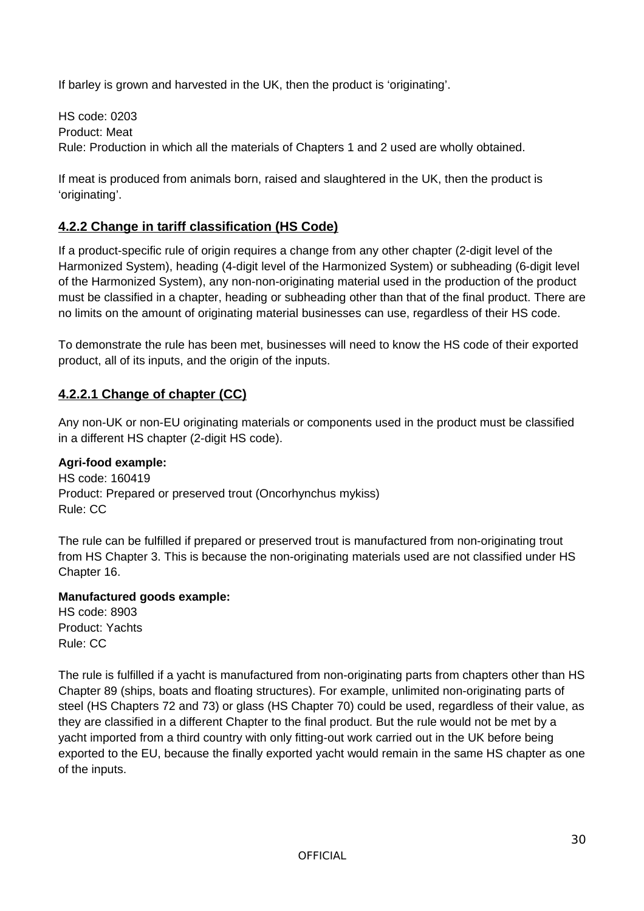If barley is grown and harvested in the UK, then the product is 'originating'.

HS code: 0203
Product: Meat
Rule: Production in which all the materials of Chapters 1 and 2 used are wholly obtained.

If meat is produced from animals born, raised and slaughtered in the UK, then the product is 'originating'.

### 4.2.2 Change in tariff classification (HS Code)

If a product-specific rule of origin requires a change from any other chapter (2-digit level of the Harmonized System), heading (4-digit level of the Harmonized System) or subheading (6-digit level of the Harmonized System), any non-non-originating material used in the production of the product must be classified in a chapter, heading or subheading other than that of the final product. There are no limits on the amount of originating material businesses can use, regardless of their HS code.

To demonstrate the rule has been met, businesses will need to know the HS code of their exported product, all of its inputs, and the origin of the inputs.

#### 4.2.2.1 Change of chapter (CC)

Any non-UK or non-EU originating materials or components used in the product must be classified in a different HS chapter (2-digit HS code).

**Agri-food example:**
HS code: 160419
Product: Prepared or preserved trout (Oncorhynchus mykiss)
Rule: CC

The rule can be fulfilled if prepared or preserved trout is manufactured from non-originating trout from HS Chapter 3. This is because the non-originating materials used are not classified under HS Chapter 16.

**Manufactured goods example:**
HS code: 8903
Product: Yachts
Rule: CC

The rule is fulfilled if a yacht is manufactured from non-originating parts from chapters other than HS Chapter 89 (ships, boats and floating structures). For example, unlimited non-originating parts of steel (HS Chapters 72 and 73) or glass (HS Chapter 70) could be used, regardless of their value, as they are classified in a different Chapter to the final product. But the rule would not be met by a yacht imported from a third country with only fitting-out work carried out in the UK before being exported to the EU, because the finally exported yacht would remain in the same HS chapter as one of the inputs.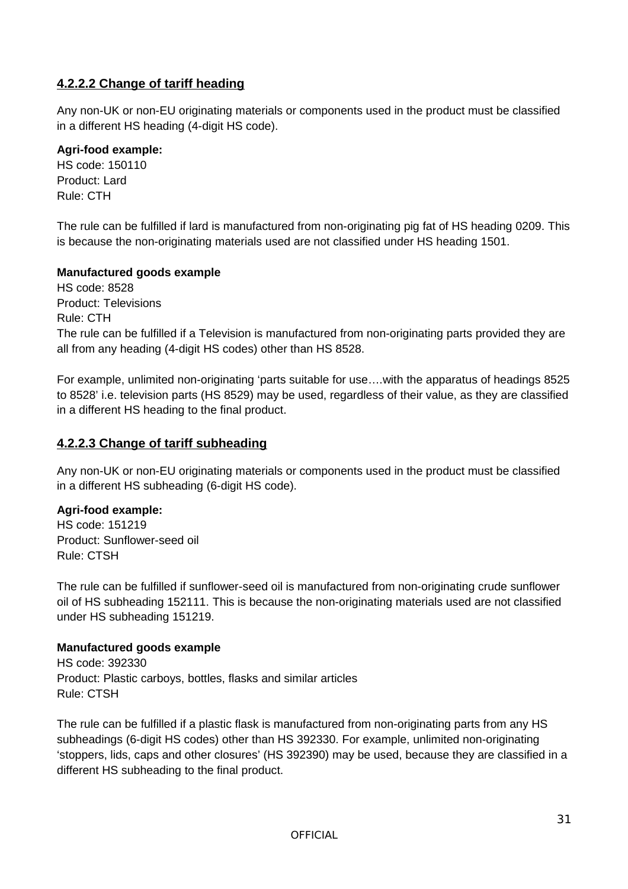#### 4.2.2.2 Change of tariff heading

Any non-UK or non-EU originating materials or components used in the product must be classified in a different HS heading (4-digit HS code).

**Agri-food example:**
HS code: 150110
Product: Lard
Rule: CTH

The rule can be fulfilled if lard is manufactured from non-originating pig fat of HS heading 0209. This is because the non-originating materials used are not classified under HS heading 1501.

**Manufactured goods example**
HS code: 8528
Product: Televisions
Rule: CTH
The rule can be fulfilled if a Television is manufactured from non-originating parts provided they are all from any heading (4-digit HS codes) other than HS 8528.

For example, unlimited non-originating 'parts suitable for use….with the apparatus of headings 8525 to 8528' i.e. television parts (HS 8529) may be used, regardless of their value, as they are classified in a different HS heading to the final product.

#### 4.2.2.3 Change of tariff subheading

Any non-UK or non-EU originating materials or components used in the product must be classified in a different HS subheading (6-digit HS code).

**Agri-food example:**
HS code: 151219
Product: Sunflower-seed oil
Rule: CTSH

The rule can be fulfilled if sunflower-seed oil is manufactured from non-originating crude sunflower oil of HS subheading 152111. This is because the non-originating materials used are not classified under HS subheading 151219.

**Manufactured goods example**
HS code: 392330
Product: Plastic carboys, bottles, flasks and similar articles
Rule: CTSH

The rule can be fulfilled if a plastic flask is manufactured from non-originating parts from any HS subheadings (6-digit HS codes) other than HS 392330. For example, unlimited non-originating 'stoppers, lids, caps and other closures' (HS 392390) may be used, because they are classified in a different HS subheading to the final product.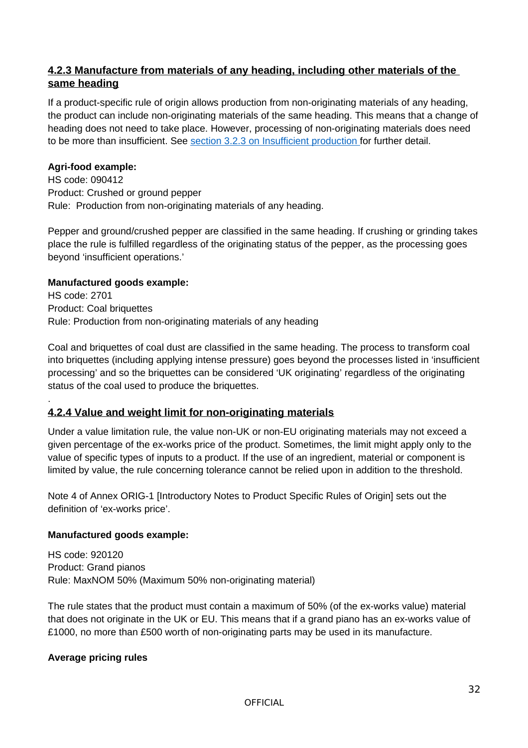### 4.2.3 Manufacture from materials of any heading, including other materials of the same heading

If a product-specific rule of origin allows production from non-originating materials of any heading, the product can include non-originating materials of the same heading. This means that a change of heading does not need to take place. However, processing of non-originating materials does need to be more than insufficient. See [section 3.2.3 on Insufficient production](#) for further detail.

**Agri-food example:**
HS code: 090412
Product: Crushed or ground pepper
Rule: Production from non-originating materials of any heading.

Pepper and ground/crushed pepper are classified in the same heading. If crushing or grinding takes place the rule is fulfilled regardless of the originating status of the pepper, as the processing goes beyond 'insufficient operations.'

**Manufactured goods example:**
HS code: 2701
Product: Coal briquettes
Rule: Production from non-originating materials of any heading

Coal and briquettes of coal dust are classified in the same heading. The process to transform coal into briquettes (including applying intense pressure) goes beyond the processes listed in 'insufficient processing' and so the briquettes can be considered 'UK originating' regardless of the originating status of the coal used to produce the briquettes.

.

### 4.2.4 Value and weight limit for non-originating materials

Under a value limitation rule, the value non-UK or non-EU originating materials may not exceed a given percentage of the ex-works price of the product. Sometimes, the limit might apply only to the value of specific types of inputs to a product. If the use of an ingredient, material or component is limited by value, the rule concerning tolerance cannot be relied upon in addition to the threshold.

Note 4 of Annex ORIG-1 [Introductory Notes to Product Specific Rules of Origin] sets out the definition of 'ex-works price'.

**Manufactured goods example:**

HS code: 920120
Product: Grand pianos
Rule: MaxNOM 50% (Maximum 50% non-originating material)

The rule states that the product must contain a maximum of 50% (of the ex-works value) material that does not originate in the UK or EU. This means that if a grand piano has an ex-works value of £1000, no more than £500 worth of non-originating parts may be used in its manufacture.

**Average pricing rules**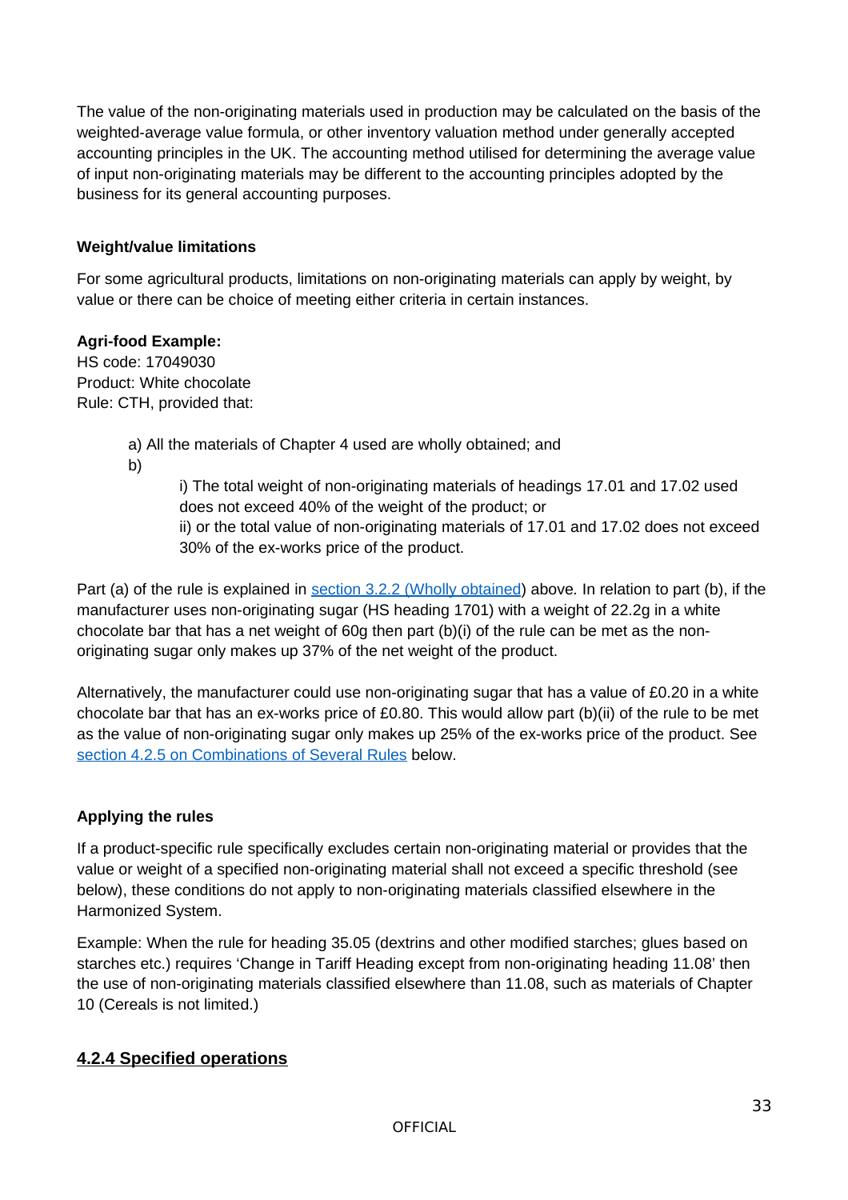The value of the non-originating materials used in production may be calculated on the basis of the weighted-average value formula, or other inventory valuation method under generally accepted accounting principles in the UK. The accounting method utilised for determining the average value of input non-originating materials may be different to the accounting principles adopted by the business for its general accounting purposes.

**Weight/value limitations**

For some agricultural products, limitations on non-originating materials can apply by weight, by value or there can be choice of meeting either criteria in certain instances.

**Agri-food Example:**
HS code: 17049030
Product: White chocolate
Rule: CTH, provided that:

> a) All the materials of Chapter 4 used are wholly obtained; and
>
> b)
>
> > i) The total weight of non-originating materials of headings 17.01 and 17.02 used does not exceed 40% of the weight of the product; or
> >
> > ii) or the total value of non-originating materials of 17.01 and 17.02 does not exceed 30% of the ex-works price of the product.

Part (a) of the rule is explained in [section 3.2.2 (Wholly obtained)] above. In relation to part (b), if the manufacturer uses non-originating sugar (HS heading 1701) with a weight of 22.2g in a white chocolate bar that has a net weight of 60g then part (b)(i) of the rule can be met as the non-originating sugar only makes up 37% of the net weight of the product.

Alternatively, the manufacturer could use non-originating sugar that has a value of £0.20 in a white chocolate bar that has an ex-works price of £0.80. This would allow part (b)(ii) of the rule to be met as the value of non-originating sugar only makes up 25% of the ex-works price of the product. See [section 4.2.5 on Combinations of Several Rules] below.

**Applying the rules**

If a product-specific rule specifically excludes certain non-originating material or provides that the value or weight of a specified non-originating material shall not exceed a specific threshold (see below), these conditions do not apply to non-originating materials classified elsewhere in the Harmonized System.

Example: When the rule for heading 35.05 (dextrins and other modified starches; glues based on starches etc.) requires 'Change in Tariff Heading except from non-originating heading 11.08' then the use of non-originating materials classified elsewhere than 11.08, such as materials of Chapter 10 (Cereals is not limited.)

### 4.2.4 Specified operations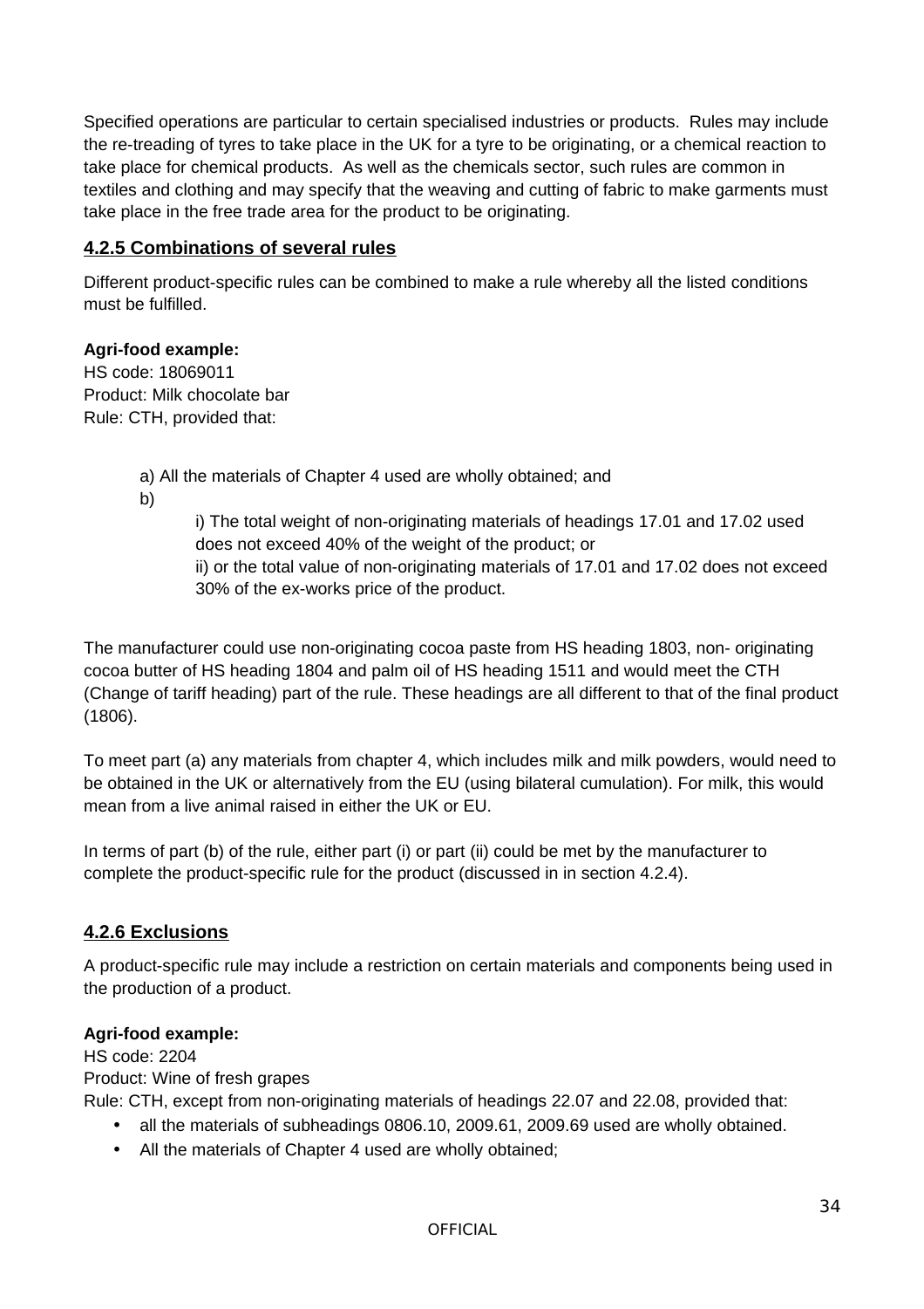Specified operations are particular to certain specialised industries or products. Rules may include the re-treading of tyres to take place in the UK for a tyre to be originating, or a chemical reaction to take place for chemical products. As well as the chemicals sector, such rules are common in textiles and clothing and may specify that the weaving and cutting of fabric to make garments must take place in the free trade area for the product to be originating.

### 4.2.5 Combinations of several rules

Different product-specific rules can be combined to make a rule whereby all the listed conditions must be fulfilled.

**Agri-food example:**
HS code: 18069011
Product: Milk chocolate bar
Rule: CTH, provided that:

a) All the materials of Chapter 4 used are wholly obtained; and

b)

i) The total weight of non-originating materials of headings 17.01 and 17.02 used does not exceed 40% of the weight of the product; or

ii) or the total value of non-originating materials of 17.01 and 17.02 does not exceed 30% of the ex-works price of the product.

The manufacturer could use non-originating cocoa paste from HS heading 1803, non- originating cocoa butter of HS heading 1804 and palm oil of HS heading 1511 and would meet the CTH (Change of tariff heading) part of the rule. These headings are all different to that of the final product (1806).

To meet part (a) any materials from chapter 4, which includes milk and milk powders, would need to be obtained in the UK or alternatively from the EU (using bilateral cumulation). For milk, this would mean from a live animal raised in either the UK or EU.

In terms of part (b) of the rule, either part (i) or part (ii) could be met by the manufacturer to complete the product-specific rule for the product (discussed in in section 4.2.4).

### 4.2.6 Exclusions

A product-specific rule may include a restriction on certain materials and components being used in the production of a product.

**Agri-food example:**
HS code: 2204
Product: Wine of fresh grapes
Rule: CTH, except from non-originating materials of headings 22.07 and 22.08, provided that:

- all the materials of subheadings 0806.10, 2009.61, 2009.69 used are wholly obtained.
- All the materials of Chapter 4 used are wholly obtained;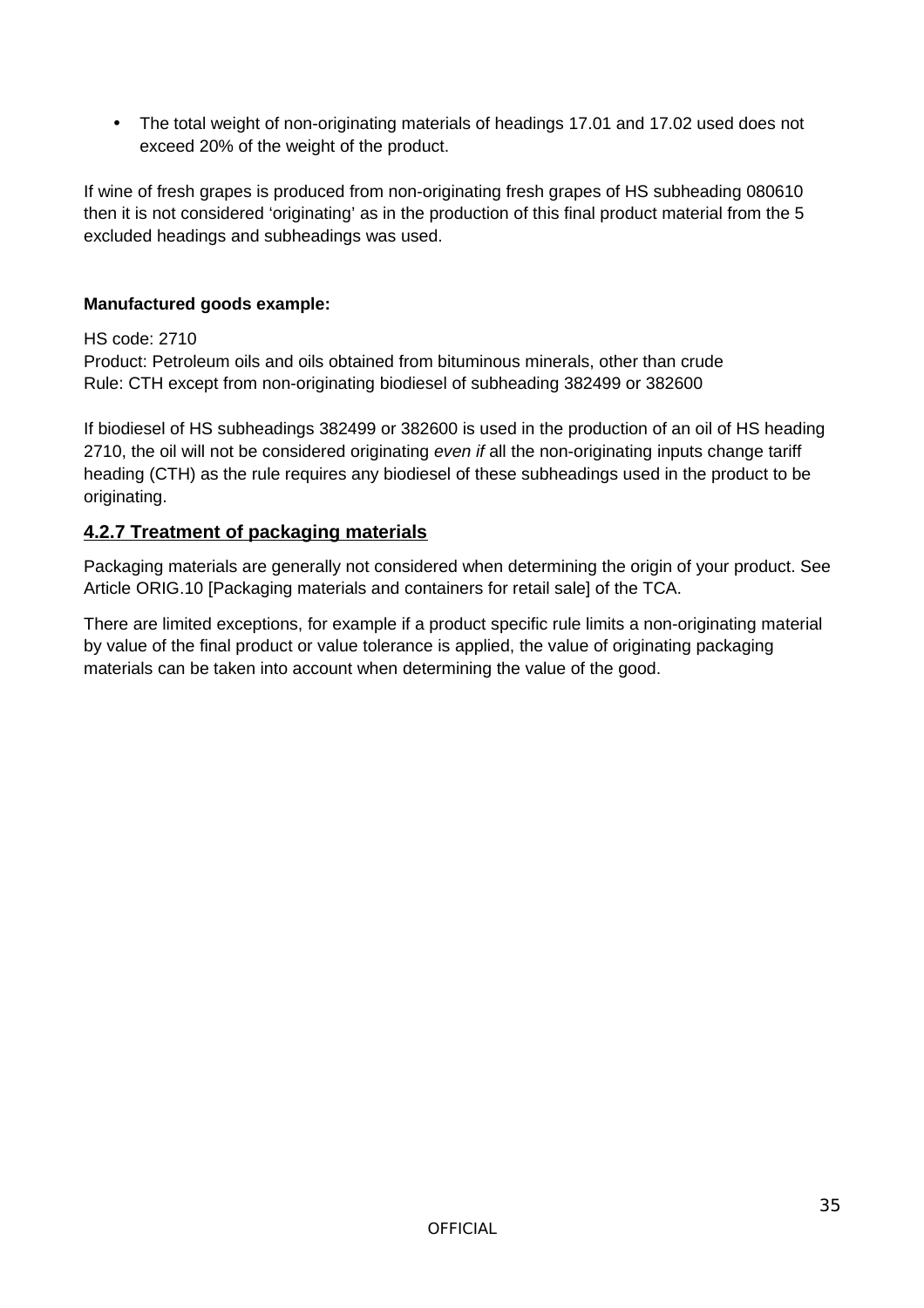- The total weight of non-originating materials of headings 17.01 and 17.02 used does not exceed 20% of the weight of the product.

If wine of fresh grapes is produced from non-originating fresh grapes of HS subheading 080610 then it is not considered 'originating' as in the production of this final product material from the 5 excluded headings and subheadings was used.

**Manufactured goods example:**

HS code: 2710
Product: Petroleum oils and oils obtained from bituminous minerals, other than crude
Rule: CTH except from non-originating biodiesel of subheading 382499 or 382600

If biodiesel of HS subheadings 382499 or 382600 is used in the production of an oil of HS heading 2710, the oil will not be considered originating *even if* all the non-originating inputs change tariff heading (CTH) as the rule requires any biodiesel of these subheadings used in the product to be originating.

### 4.2.7 Treatment of packaging materials

Packaging materials are generally not considered when determining the origin of your product. See Article ORIG.10 [Packaging materials and containers for retail sale] of the TCA.

There are limited exceptions, for example if a product specific rule limits a non-originating material by value of the final product or value tolerance is applied, the value of originating packaging materials can be taken into account when determining the value of the good.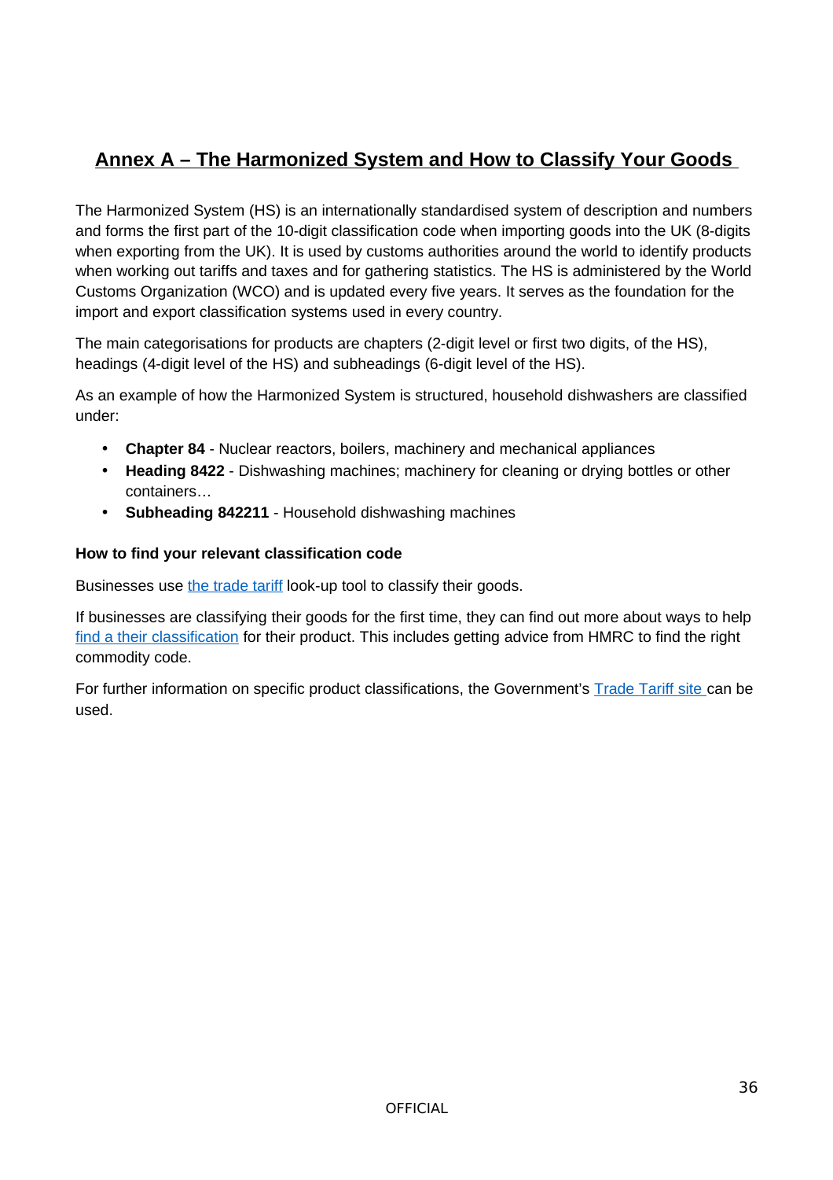## Annex A – The Harmonized System and How to Classify Your Goods

The Harmonized System (HS) is an internationally standardised system of description and numbers and forms the first part of the 10-digit classification code when importing goods into the UK (8-digits when exporting from the UK). It is used by customs authorities around the world to identify products when working out tariffs and taxes and for gathering statistics. The HS is administered by the World Customs Organization (WCO) and is updated every five years. It serves as the foundation for the import and export classification systems used in every country.

The main categorisations for products are chapters (2-digit level or first two digits, of the HS), headings (4-digit level of the HS) and subheadings (6-digit level of the HS).

As an example of how the Harmonized System is structured, household dishwashers are classified under:

- **Chapter 84** - Nuclear reactors, boilers, machinery and mechanical appliances
- **Heading 8422** - Dishwashing machines; machinery for cleaning or drying bottles or other containers…
- **Subheading 842211** - Household dishwashing machines

**How to find your relevant classification code**

Businesses use the trade tariff look-up tool to classify their goods.

If businesses are classifying their goods for the first time, they can find out more about ways to help find a their classification for their product. This includes getting advice from HMRC to find the right commodity code.

For further information on specific product classifications, the Government's Trade Tariff site can be used.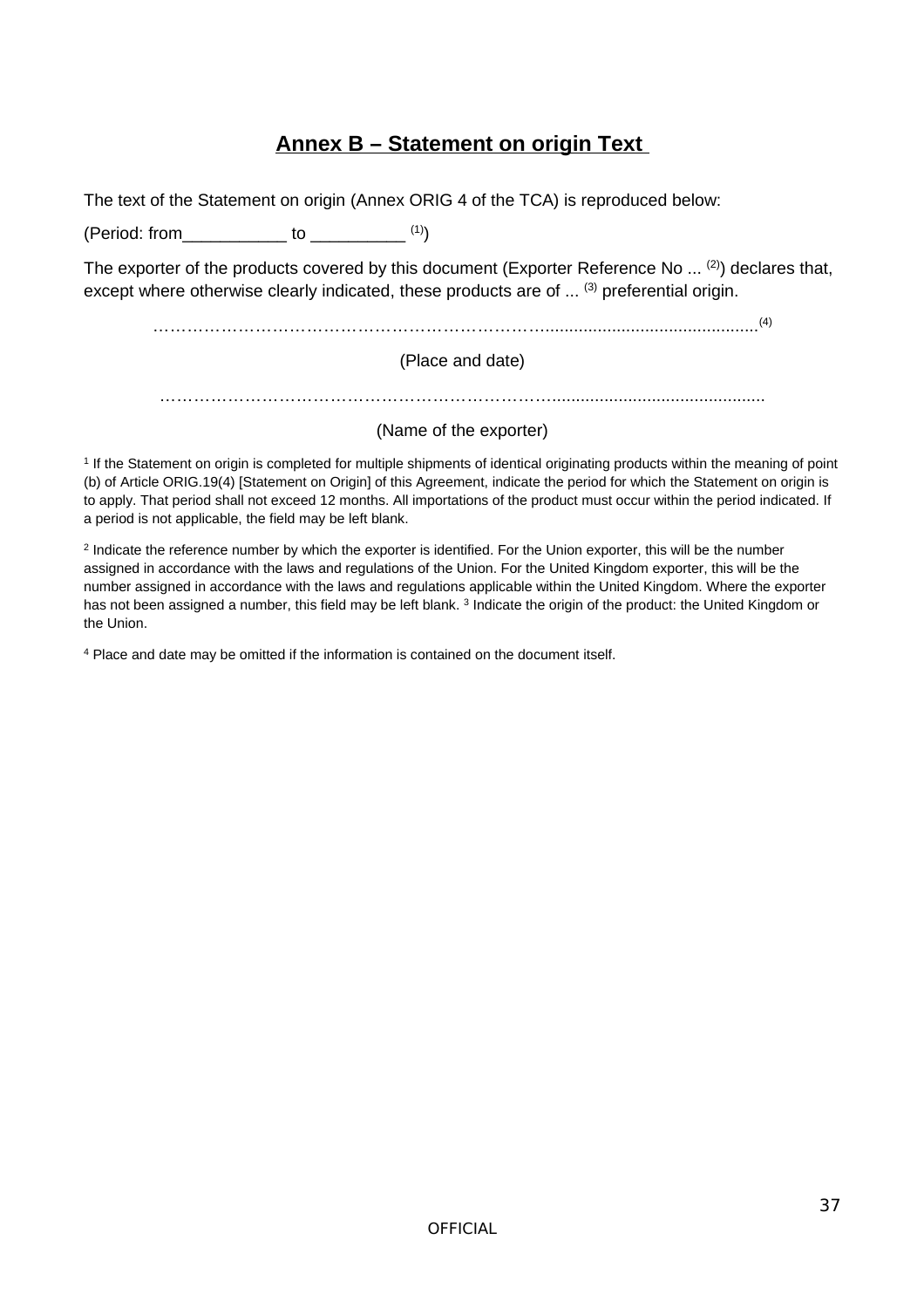## Annex B – Statement on origin Text

The text of the Statement on origin (Annex ORIG 4 of the TCA) is reproduced below:

(Period: from___________ to __________ [(1)])

The exporter of the products covered by this document (Exporter Reference No ... [(2)]) declares that, except where otherwise clearly indicated, these products are of ... [(3)] preferential origin.

……………………………………………………………...........................................[(4)]

(Place and date)

……………………………………………………………...........................................

(Name of the exporter)

[1] If the Statement on origin is completed for multiple shipments of identical originating products within the meaning of point (b) of Article ORIG.19(4) [Statement on Origin] of this Agreement, indicate the period for which the Statement on origin is to apply. That period shall not exceed 12 months. All importations of the product must occur within the period indicated. If a period is not applicable, the field may be left blank.

[2] Indicate the reference number by which the exporter is identified. For the Union exporter, this will be the number assigned in accordance with the laws and regulations of the Union. For the United Kingdom exporter, this will be the number assigned in accordance with the laws and regulations applicable within the United Kingdom. Where the exporter has not been assigned a number, this field may be left blank. [3] Indicate the origin of the product: the United Kingdom or the Union.

[4] Place and date may be omitted if the information is contained on the document itself.

OFFICIAL